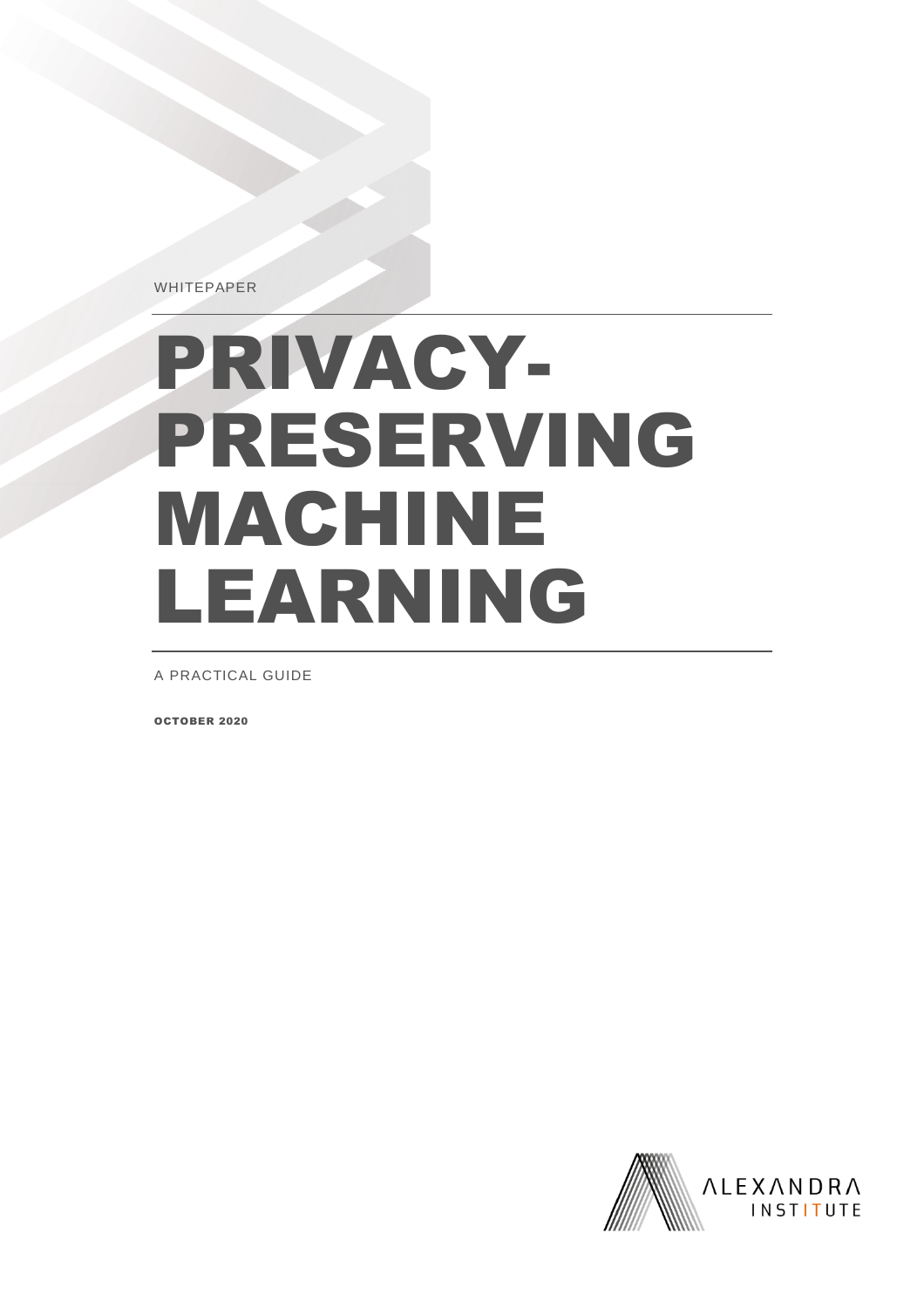WHITEPAPER

# PRIVACY-PRESERVING MACHINE LEARNING

A PRACTICAL GUIDE

**OCTOBER 2020**

ALEXANDRA INSTITUTE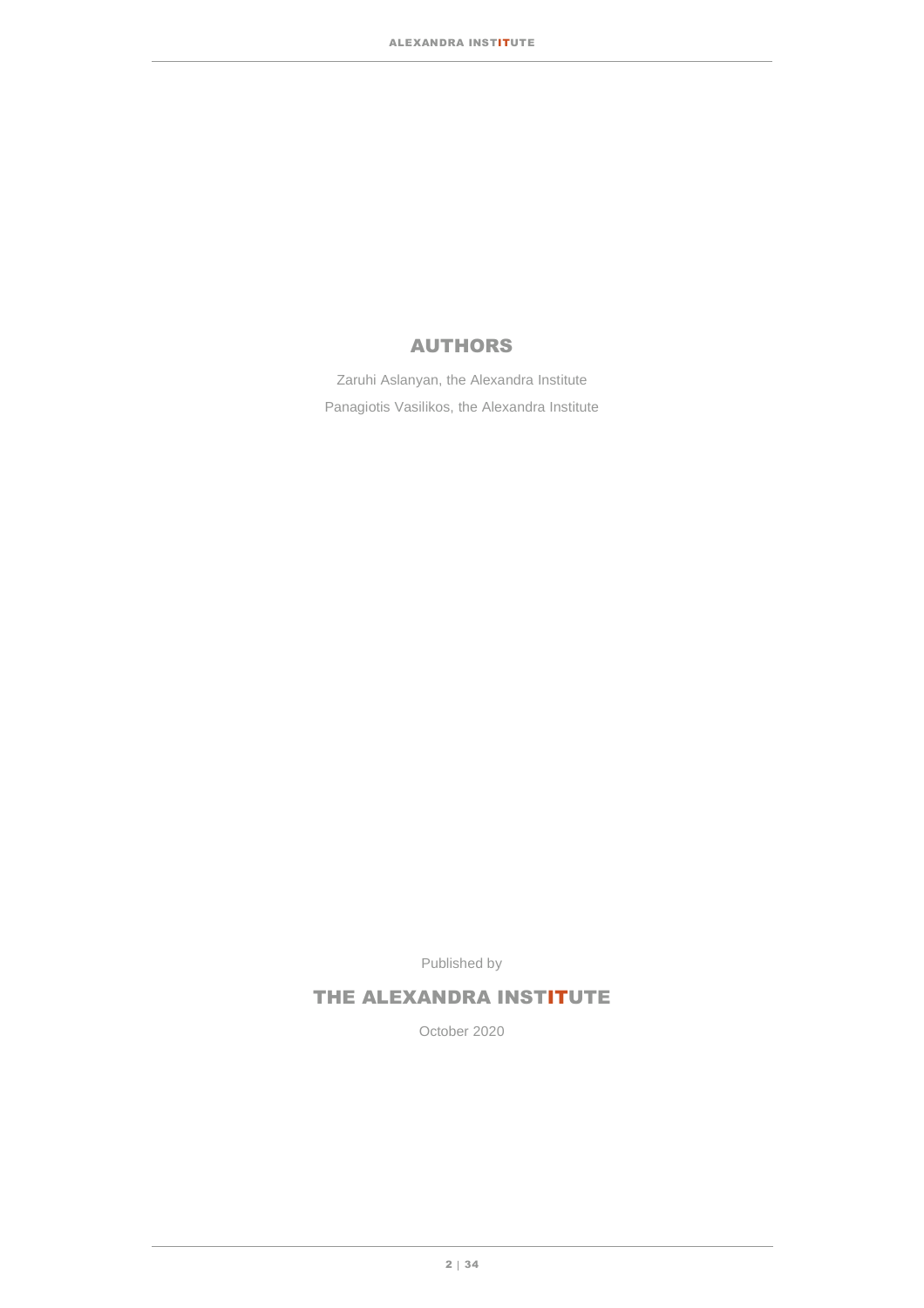## AUTHORS

Zaruhi Aslanyan, the Alexandra Institute

Panagiotis Vasilikos, the Alexandra Institute

Published by

**THE ALEXANDRA INSTITUTE**

October 2020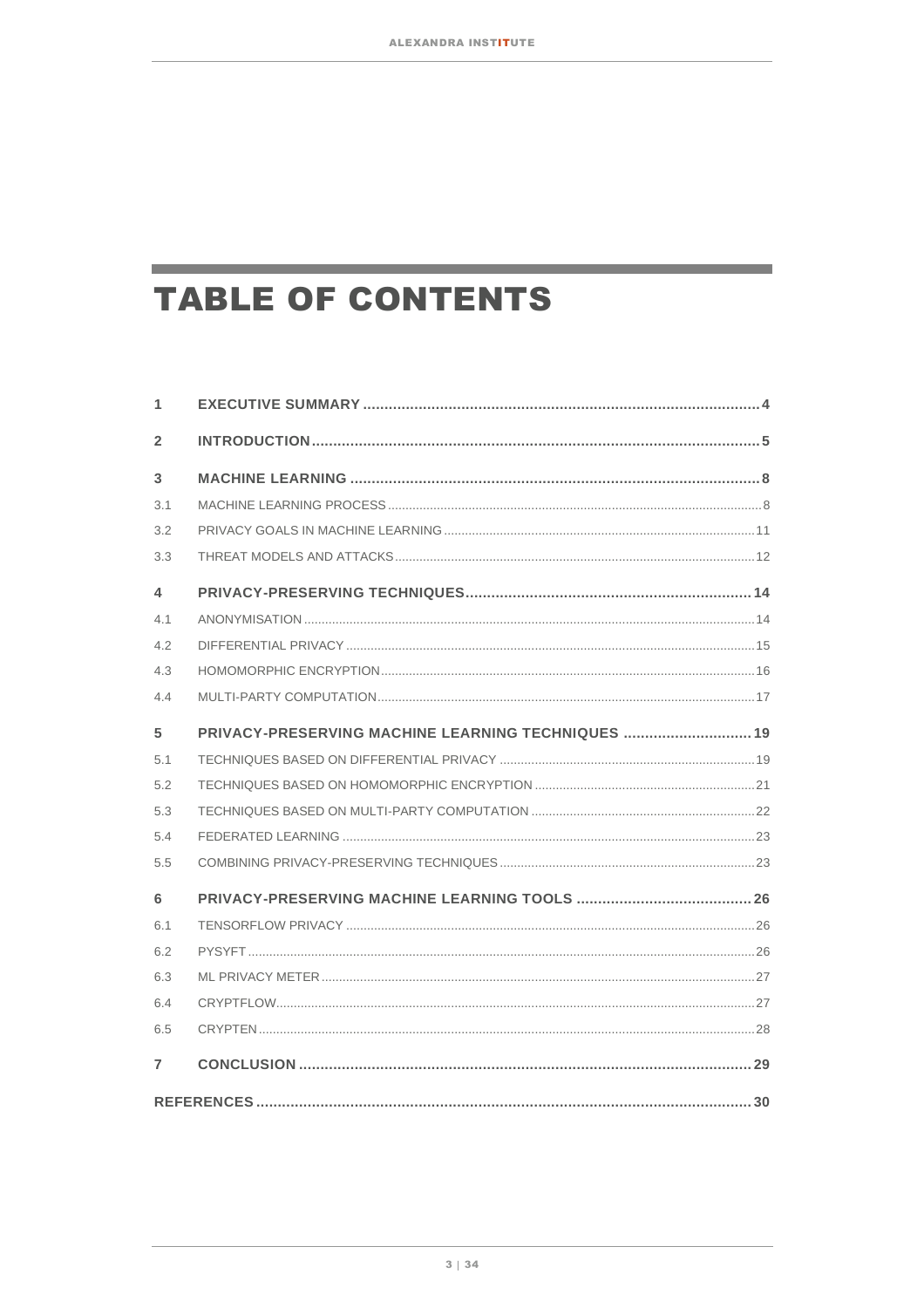# TABLE OF CONTENTS

| | | |
|---|---|---|
| **1** | **EXECUTIVE SUMMARY** | **4** |
| **2** | **INTRODUCTION** | **5** |
| **3** | **MACHINE LEARNING** | **8** |
| 3.1 | MACHINE LEARNING PROCESS | 8 |
| 3.2 | PRIVACY GOALS IN MACHINE LEARNING | 11 |
| 3.3 | THREAT MODELS AND ATTACKS | 12 |
| **4** | **PRIVACY-PRESERVING TECHNIQUES** | **14** |
| 4.1 | ANONYMISATION | 14 |
| 4.2 | DIFFERENTIAL PRIVACY | 15 |
| 4.3 | HOMOMORPHIC ENCRYPTION | 16 |
| 4.4 | MULTI-PARTY COMPUTATION | 17 |
| **5** | **PRIVACY-PRESERVING MACHINE LEARNING TECHNIQUES** | **19** |
| 5.1 | TECHNIQUES BASED ON DIFFERENTIAL PRIVACY | 19 |
| 5.2 | TECHNIQUES BASED ON HOMOMORPHIC ENCRYPTION | 21 |
| 5.3 | TECHNIQUES BASED ON MULTI-PARTY COMPUTATION | 22 |
| 5.4 | FEDERATED LEARNING | 23 |
| 5.5 | COMBINING PRIVACY-PRESERVING TECHNIQUES | 23 |
| **6** | **PRIVACY-PRESERVING MACHINE LEARNING TOOLS** | **26** |
| 6.1 | TENSORFLOW PRIVACY | 26 |
| 6.2 | PYSYFT | 26 |
| 6.3 | ML PRIVACY METER | 27 |
| 6.4 | CRYPTFLOW | 27 |
| 6.5 | CRYPTEN | 28 |
| **7** | **CONCLUSION** | **29** |
| | **REFERENCES** | **30** |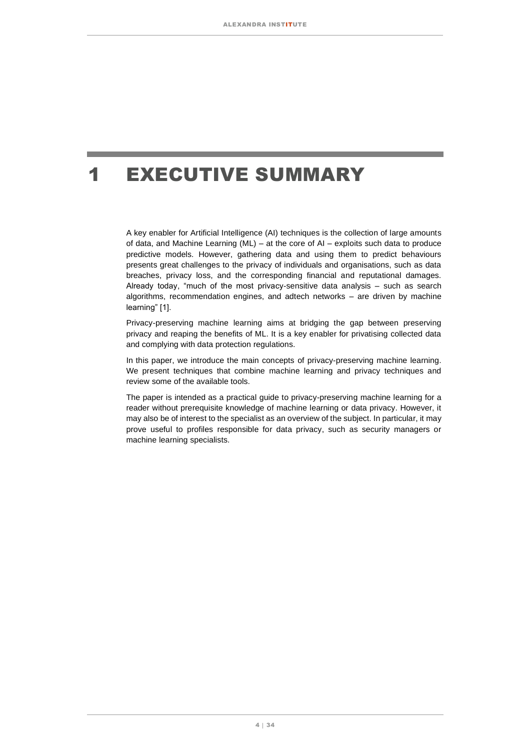# 1 EXECUTIVE SUMMARY

A key enabler for Artificial Intelligence (AI) techniques is the collection of large amounts of data, and Machine Learning (ML) – at the core of AI – exploits such data to produce predictive models. However, gathering data and using them to predict behaviours presents great challenges to the privacy of individuals and organisations, such as data breaches, privacy loss, and the corresponding financial and reputational damages. Already today, "much of the most privacy-sensitive data analysis – such as search algorithms, recommendation engines, and adtech networks – are driven by machine learning" [1].

Privacy-preserving machine learning aims at bridging the gap between preserving privacy and reaping the benefits of ML. It is a key enabler for privatising collected data and complying with data protection regulations.

In this paper, we introduce the main concepts of privacy-preserving machine learning. We present techniques that combine machine learning and privacy techniques and review some of the available tools.

The paper is intended as a practical guide to privacy-preserving machine learning for a reader without prerequisite knowledge of machine learning or data privacy. However, it may also be of interest to the specialist as an overview of the subject. In particular, it may prove useful to profiles responsible for data privacy, such as security managers or machine learning specialists.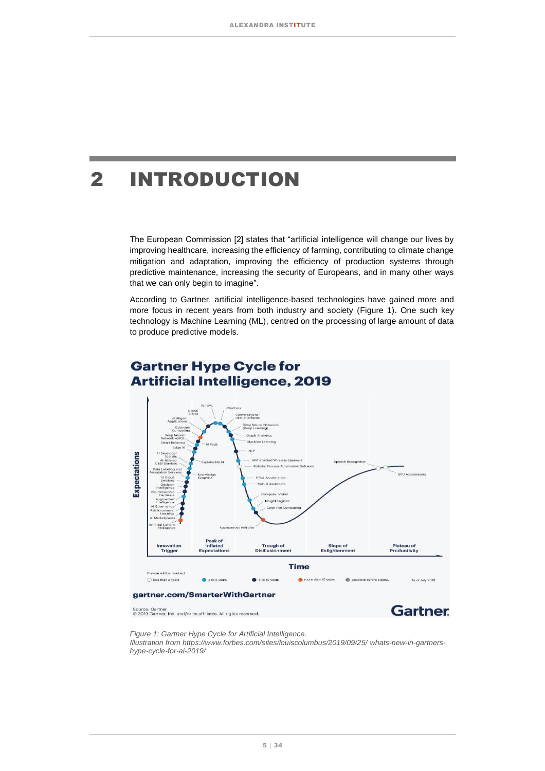#  2 INTRODUCTION

The European Commission [2] states that “artificial intelligence will change our lives by improving healthcare, increasing the efficiency of farming, contributing to climate change mitigation and adaptation, improving the efficiency of production systems through predictive maintenance, increasing the security of Europeans, and in many other ways that we can only begin to imagine”.

According to Gartner, artificial intelligence-based technologies have gained more and more focus in recent years from both industry and society (Figure 1). One such key technology is Machine Learning (ML), centred on the processing of large amount of data to produce predictive models.

*Figure 1: Gartner Hype Cycle for Artificial Intelligence.*
*Illustration from https://www.forbes.com/sites/louiscolumbus/2019/09/25/ whats-new-in-gartners-hype-cycle-for-ai-2019/*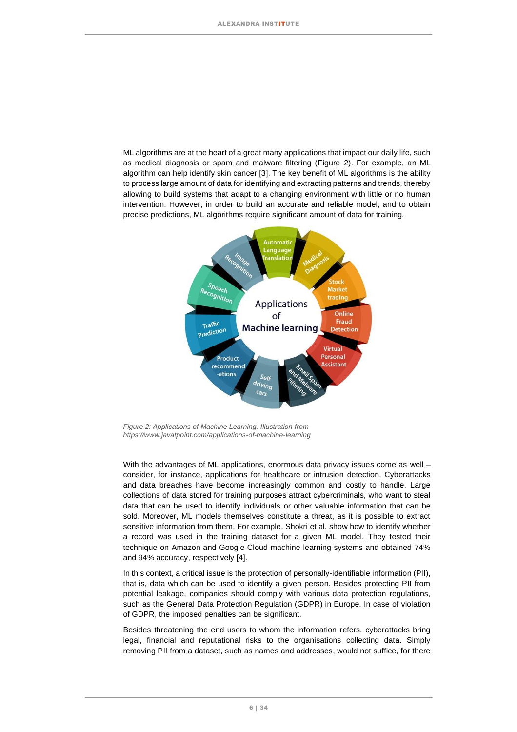ML algorithms are at the heart of a great many applications that impact our daily life, such as medical diagnosis or spam and malware filtering (Figure 2). For example, an ML algorithm can help identify skin cancer [3]. The key benefit of ML algorithms is the ability to process large amount of data for identifying and extracting patterns and trends, thereby allowing to build systems that adapt to a changing environment with little or no human intervention. However, in order to build an accurate and reliable model, and to obtain precise predictions, ML algorithms require significant amount of data for training.

*Figure 2: Applications of Machine Learning. Illustration from https://www.javatpoint.com/applications-of-machine-learning*

With the advantages of ML applications, enormous data privacy issues come as well – consider, for instance, applications for healthcare or intrusion detection. Cyberattacks and data breaches have become increasingly common and costly to handle. Large collections of data stored for training purposes attract cybercriminals, who want to steal data that can be used to identify individuals or other valuable information that can be sold. Moreover, ML models themselves constitute a threat, as it is possible to extract sensitive information from them. For example, Shokri et al. show how to identify whether a record was used in the training dataset for a given ML model. They tested their technique on Amazon and Google Cloud machine learning systems and obtained 74% and 94% accuracy, respectively [4].

In this context, a critical issue is the protection of personally-identifiable information (PII), that is, data which can be used to identify a given person. Besides protecting PII from potential leakage, companies should comply with various data protection regulations, such as the General Data Protection Regulation (GDPR) in Europe. In case of violation of GDPR, the imposed penalties can be significant.

Besides threatening the end users to whom the information refers, cyberattacks bring legal, financial and reputational risks to the organisations collecting data. Simply removing PII from a dataset, such as names and addresses, would not suffice, for there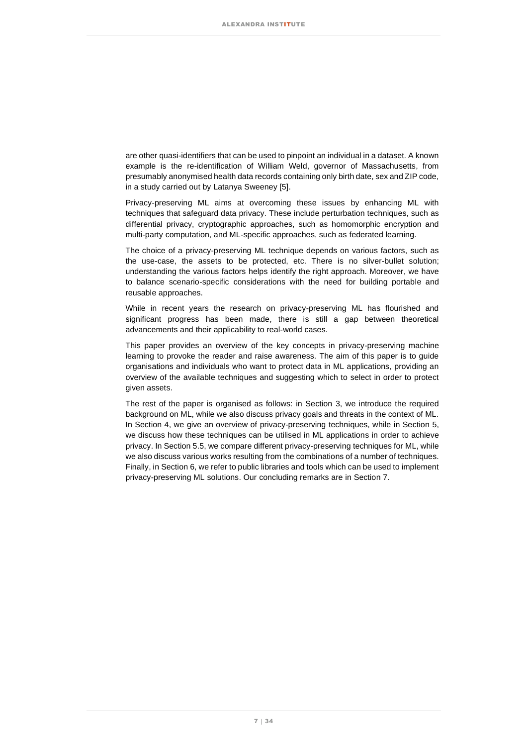are other quasi-identifiers that can be used to pinpoint an individual in a dataset. A known example is the re-identification of William Weld, governor of Massachusetts, from presumably anonymised health data records containing only birth date, sex and ZIP code, in a study carried out by Latanya Sweeney [5].

Privacy-preserving ML aims at overcoming these issues by enhancing ML with techniques that safeguard data privacy. These include perturbation techniques, such as differential privacy, cryptographic approaches, such as homomorphic encryption and multi-party computation, and ML-specific approaches, such as federated learning.

The choice of a privacy-preserving ML technique depends on various factors, such as the use-case, the assets to be protected, etc. There is no silver-bullet solution; understanding the various factors helps identify the right approach. Moreover, we have to balance scenario-specific considerations with the need for building portable and reusable approaches.

While in recent years the research on privacy-preserving ML has flourished and significant progress has been made, there is still a gap between theoretical advancements and their applicability to real-world cases.

This paper provides an overview of the key concepts in privacy-preserving machine learning to provoke the reader and raise awareness. The aim of this paper is to guide organisations and individuals who want to protect data in ML applications, providing an overview of the available techniques and suggesting which to select in order to protect given assets.

The rest of the paper is organised as follows: in Section 3, we introduce the required background on ML, while we also discuss privacy goals and threats in the context of ML. In Section 4, we give an overview of privacy-preserving techniques, while in Section 5, we discuss how these techniques can be utilised in ML applications in order to achieve privacy. In Section 5.5, we compare different privacy-preserving techniques for ML, while we also discuss various works resulting from the combinations of a number of techniques. Finally, in Section 6, we refer to public libraries and tools which can be used to implement privacy-preserving ML solutions. Our concluding remarks are in Section 7.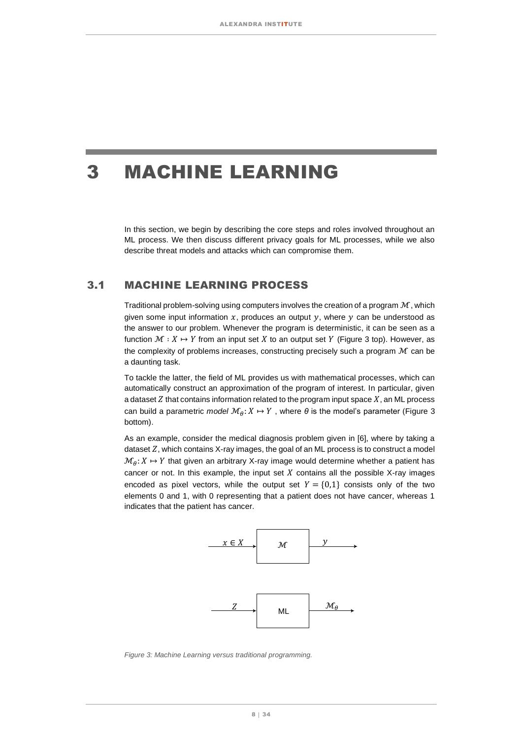# 3 MACHINE LEARNING

In this section, we begin by describing the core steps and roles involved throughout an ML process. We then discuss different privacy goals for ML processes, while we also describe threat models and attacks which can compromise them.

## 3.1 MACHINE LEARNING PROCESS

Traditional problem-solving using computers involves the creation of a program $\mathcal{M}$, which given some input information $x$, produces an output $y$, where $y$ can be understood as the answer to our problem. Whenever the program is deterministic, it can be seen as a function $\mathcal{M} : X \mapsto Y$ from an input set $X$ to an output set $Y$ (Figure 3 top). However, as the complexity of problems increases, constructing precisely such a program $\mathcal{M}$ can be a daunting task.

To tackle the latter, the field of ML provides us with mathematical processes, which can automatically construct an approximation of the program of interest. In particular, given a dataset $Z$ that contains information related to the program input space $X$, an ML process can build a parametric *model* $\mathcal{M}_\theta : X \mapsto Y$ , where $\theta$ is the model's parameter (Figure 3 bottom).

As an example, consider the medical diagnosis problem given in [6], where by taking a dataset $Z$, which contains X-ray images, the goal of an ML process is to construct a model $\mathcal{M}_\theta : X \mapsto Y$ that given an arbitrary X-ray image would determine whether a patient has cancer or not. In this example, the input set $X$ contains all the possible X-ray images encoded as pixel vectors, while the output set $Y = \{0,1\}$ consists only of the two elements 0 and 1, with 0 representing that a patient does not have cancer, whereas 1 indicates that the patient has cancer.

*Figure 3: Machine Learning versus traditional programming.*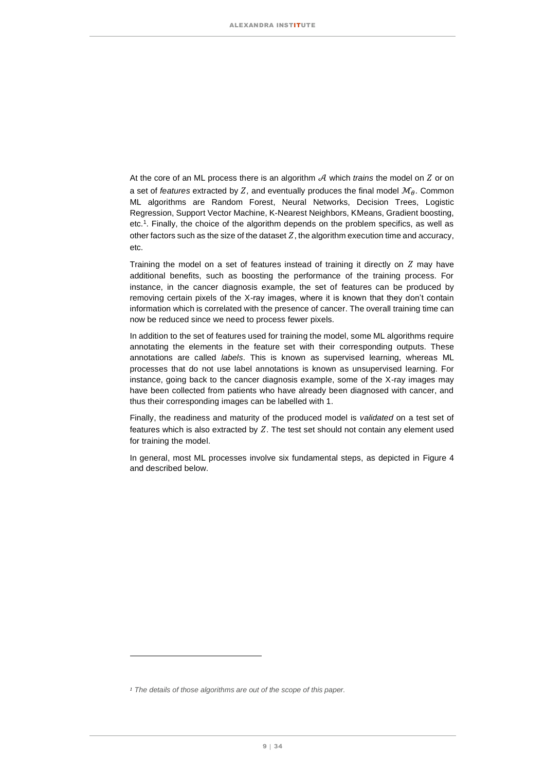At the core of an ML process there is an algorithm $\mathcal{A}$ which *trains* the model on $Z$ or on a set of *features* extracted by $Z$, and eventually produces the final model $\mathcal{M}_\theta$. Common ML algorithms are Random Forest, Neural Networks, Decision Trees, Logistic Regression, Support Vector Machine, K-Nearest Neighbors, KMeans, Gradient boosting, etc.[1]. Finally, the choice of the algorithm depends on the problem specifics, as well as other factors such as the size of the dataset $Z$, the algorithm execution time and accuracy, etc.

Training the model on a set of features instead of training it directly on $Z$ may have additional benefits, such as boosting the performance of the training process. For instance, in the cancer diagnosis example, the set of features can be produced by removing certain pixels of the X-ray images, where it is known that they don't contain information which is correlated with the presence of cancer. The overall training time can now be reduced since we need to process fewer pixels.

In addition to the set of features used for training the model, some ML algorithms require annotating the elements in the feature set with their corresponding outputs. These annotations are called *labels*. This is known as supervised learning, whereas ML processes that do not use label annotations is known as unsupervised learning. For instance, going back to the cancer diagnosis example, some of the X-ray images may have been collected from patients who have already been diagnosed with cancer, and thus their corresponding images can be labelled with 1.

Finally, the readiness and maturity of the produced model is *validated* on a test set of features which is also extracted by $Z$. The test set should not contain any element used for training the model.

In general, most ML processes involve six fundamental steps, as depicted in Figure 4 and described below.

---

*[1] The details of those algorithms are out of the scope of this paper.*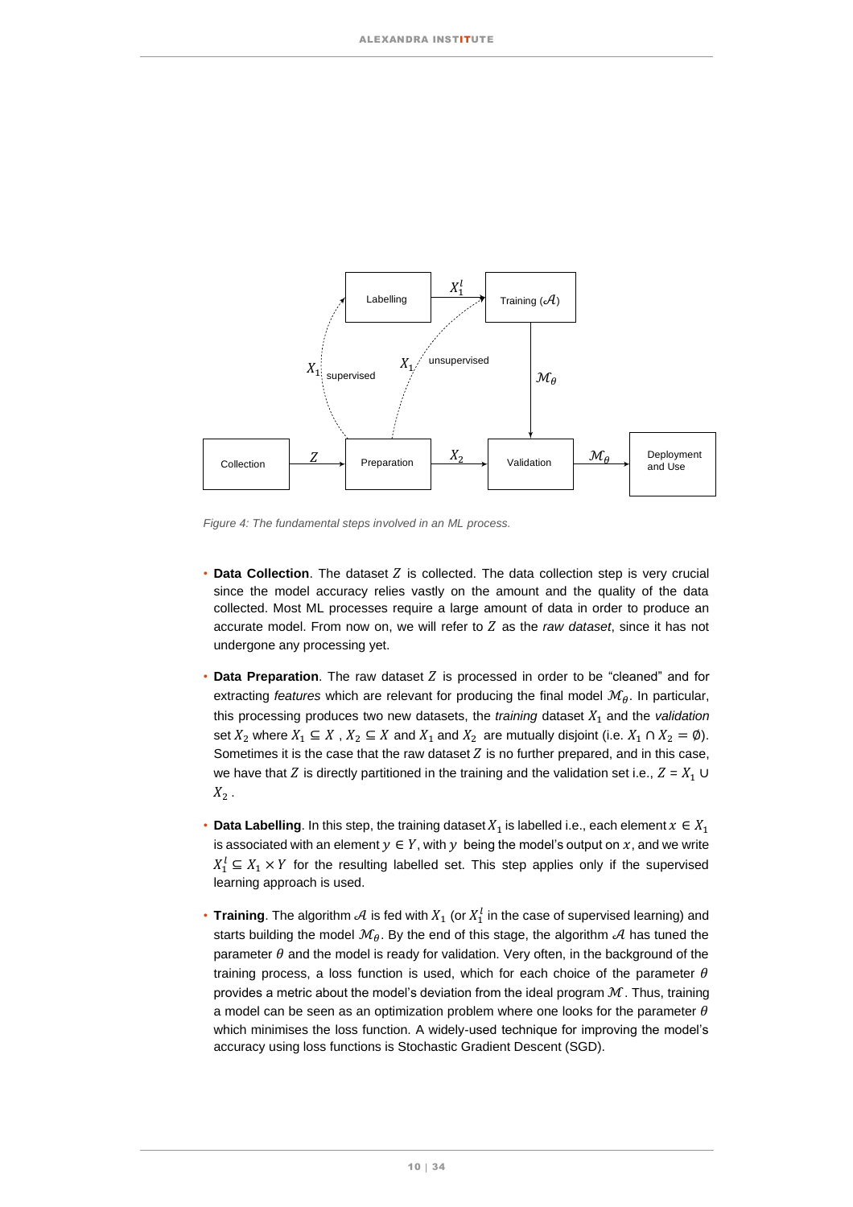Figure 4: The fundamental steps involved in an ML process.

- **Data Collection**. The dataset $Z$ is collected. The data collection step is very crucial since the model accuracy relies vastly on the amount and the quality of the data collected. Most ML processes require a large amount of data in order to produce an accurate model. From now on, we will refer to $Z$ as the *raw dataset*, since it has not undergone any processing yet.

- **Data Preparation**. The raw dataset $Z$ is processed in order to be "cleaned" and for extracting *features* which are relevant for producing the final model $\mathcal{M}_\theta$. In particular, this processing produces two new datasets, the *training* dataset $X_1$ and the *validation* set $X_2$ where $X_1 \subseteq X$ , $X_2 \subseteq X$ and $X_1$ and $X_2$ are mutually disjoint (i.e. $X_1 \cap X_2 = \emptyset$). Sometimes it is the case that the raw dataset $Z$ is no further prepared, and in this case, we have that $Z$ is directly partitioned in the training and the validation set i.e., $Z = X_1 \cup X_2$ .

- **Data Labelling**. In this step, the training dataset $X_1$ is labelled i.e., each element $x \in X_1$ is associated with an element $y \in Y$, with $y$ being the model's output on $x$, and we write $X_1^l \subseteq X_1 \times Y$ for the resulting labelled set. This step applies only if the supervised learning approach is used.

- **Training**. The algorithm $\mathcal{A}$ is fed with $X_1$ (or $X_1^l$ in the case of supervised learning) and starts building the model $\mathcal{M}_\theta$. By the end of this stage, the algorithm $\mathcal{A}$ has tuned the parameter $\theta$ and the model is ready for validation. Very often, in the background of the training process, a loss function is used, which for each choice of the parameter $\theta$ provides a metric about the model's deviation from the ideal program $\mathcal{M}$. Thus, training a model can be seen as an optimization problem where one looks for the parameter $\theta$ which minimises the loss function. A widely-used technique for improving the model's accuracy using loss functions is Stochastic Gradient Descent (SGD).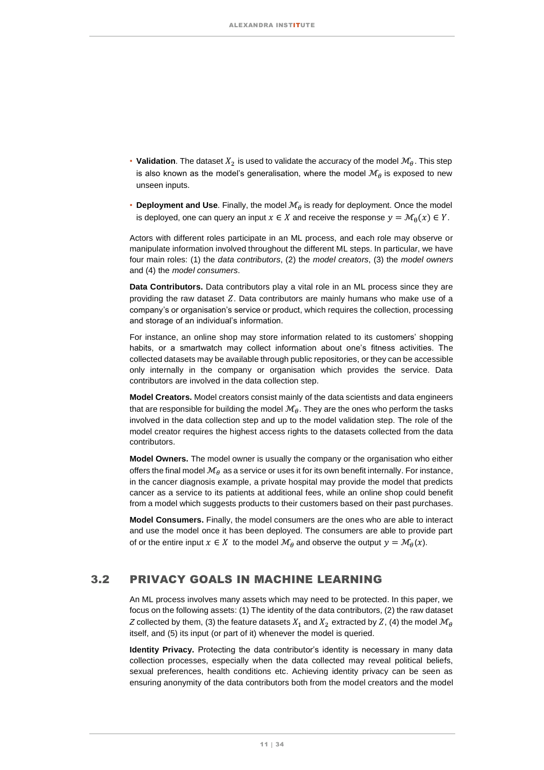- **Validation**. The dataset $X_2$ is used to validate the accuracy of the model $\mathcal{M}_\theta$. This step is also known as the model's generalisation, where the model $\mathcal{M}_\theta$ is exposed to new unseen inputs.
- **Deployment and Use**. Finally, the model $\mathcal{M}_\theta$ is ready for deployment. Once the model is deployed, one can query an input $x \in X$ and receive the response $y = \mathcal{M}_\theta(x) \in Y$.

Actors with different roles participate in an ML process, and each role may observe or manipulate information involved throughout the different ML steps. In particular, we have four main roles: (1) the *data contributors*, (2) the *model creators*, (3) the *model owners* and (4) the *model consumers*.

**Data Contributors.** Data contributors play a vital role in an ML process since they are providing the raw dataset $Z$. Data contributors are mainly humans who make use of a company's or organisation's service or product, which requires the collection, processing and storage of an individual's information.

For instance, an online shop may store information related to its customers' shopping habits, or a smartwatch may collect information about one's fitness activities. The collected datasets may be available through public repositories, or they can be accessible only internally in the company or organisation which provides the service. Data contributors are involved in the data collection step.

**Model Creators.** Model creators consist mainly of the data scientists and data engineers that are responsible for building the model $\mathcal{M}_\theta$. They are the ones who perform the tasks involved in the data collection step and up to the model validation step. The role of the model creator requires the highest access rights to the datasets collected from the data contributors.

**Model Owners.** The model owner is usually the company or the organisation who either offers the final model $\mathcal{M}_\theta$ as a service or uses it for its own benefit internally. For instance, in the cancer diagnosis example, a private hospital may provide the model that predicts cancer as a service to its patients at additional fees, while an online shop could benefit from a model which suggests products to their customers based on their past purchases.

**Model Consumers.** Finally, the model consumers are the ones who are able to interact and use the model once it has been deployed. The consumers are able to provide part of or the entire input $x \in X$ to the model $\mathcal{M}_\theta$ and observe the output $y = \mathcal{M}_\theta(x)$.

## 3.2 PRIVACY GOALS IN MACHINE LEARNING

An ML process involves many assets which may need to be protected. In this paper, we focus on the following assets: (1) The identity of the data contributors, (2) the raw dataset $Z$ collected by them, (3) the feature datasets $X_1$ and $X_2$ extracted by $Z$, (4) the model $\mathcal{M}_\theta$ itself, and (5) its input (or part of it) whenever the model is queried.

**Identity Privacy.** Protecting the data contributor's identity is necessary in many data collection processes, especially when the data collected may reveal political beliefs, sexual preferences, health conditions etc. Achieving identity privacy can be seen as ensuring anonymity of the data contributors both from the model creators and the model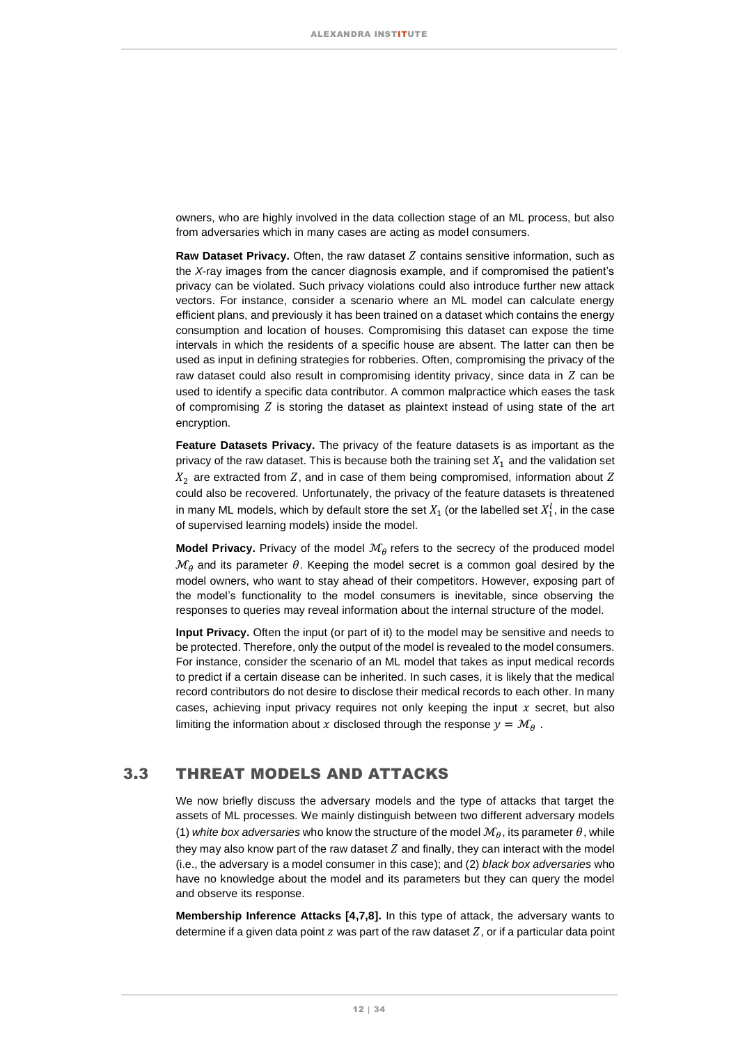owners, who are highly involved in the data collection stage of an ML process, but also from adversaries which in many cases are acting as model consumers.

**Raw Dataset Privacy.** Often, the raw dataset $Z$ contains sensitive information, such as the *X*-ray images from the cancer diagnosis example, and if compromised the patient's privacy can be violated. Such privacy violations could also introduce further new attack vectors. For instance, consider a scenario where an ML model can calculate energy efficient plans, and previously it has been trained on a dataset which contains the energy consumption and location of houses. Compromising this dataset can expose the time intervals in which the residents of a specific house are absent. The latter can then be used as input in defining strategies for robberies. Often, compromising the privacy of the raw dataset could also result in compromising identity privacy, since data in $Z$ can be used to identify a specific data contributor. A common malpractice which eases the task of compromising $Z$ is storing the dataset as plaintext instead of using state of the art encryption.

**Feature Datasets Privacy.** The privacy of the feature datasets is as important as the privacy of the raw dataset. This is because both the training set $X_1$ and the validation set $X_2$ are extracted from $Z$, and in case of them being compromised, information about $Z$ could also be recovered. Unfortunately, the privacy of the feature datasets is threatened in many ML models, which by default store the set $X_1$ (or the labelled set $X_1^l$, in the case of supervised learning models) inside the model.

**Model Privacy.** Privacy of the model $\mathcal{M}_\theta$ refers to the secrecy of the produced model $\mathcal{M}_\theta$ and its parameter $\theta$. Keeping the model secret is a common goal desired by the model owners, who want to stay ahead of their competitors. However, exposing part of the model's functionality to the model consumers is inevitable, since observing the responses to queries may reveal information about the internal structure of the model.

**Input Privacy.** Often the input (or part of it) to the model may be sensitive and needs to be protected. Therefore, only the output of the model is revealed to the model consumers. For instance, consider the scenario of an ML model that takes as input medical records to predict if a certain disease can be inherited. In such cases, it is likely that the medical record contributors do not desire to disclose their medical records to each other. In many cases, achieving input privacy requires not only keeping the input $x$ secret, but also limiting the information about $x$ disclosed through the response $y = \mathcal{M}_\theta$ .

## 3.3 THREAT MODELS AND ATTACKS

We now briefly discuss the adversary models and the type of attacks that target the assets of ML processes. We mainly distinguish between two different adversary models (1) *white box adversaries* who know the structure of the model $\mathcal{M}_\theta$, its parameter $\theta$, while they may also know part of the raw dataset $Z$ and finally, they can interact with the model (i.e., the adversary is a model consumer in this case); and (2) *black box adversaries* who have no knowledge about the model and its parameters but they can query the model and observe its response.

**Membership Inference Attacks [4,7,8].** In this type of attack, the adversary wants to determine if a given data point $z$ was part of the raw dataset $Z$, or if a particular data point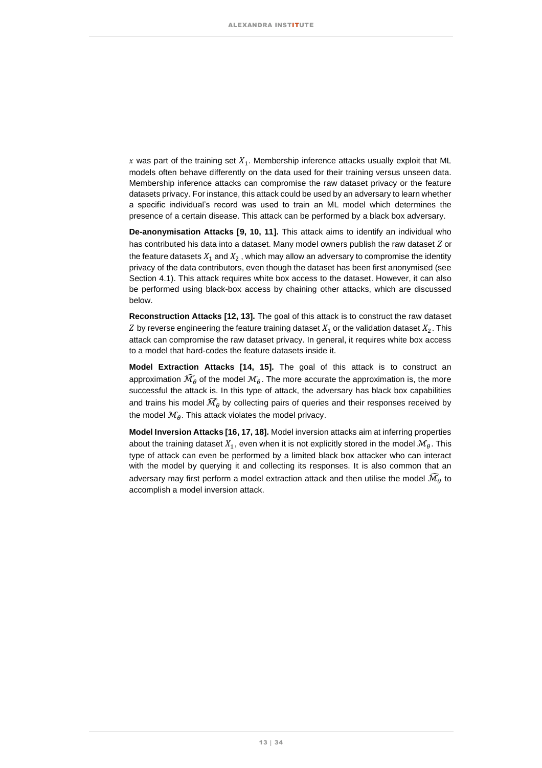$x$ was part of the training set $X_1$. Membership inference attacks usually exploit that ML models often behave differently on the data used for their training versus unseen data. Membership inference attacks can compromise the raw dataset privacy or the feature datasets privacy. For instance, this attack could be used by an adversary to learn whether a specific individual's record was used to train an ML model which determines the presence of a certain disease. This attack can be performed by a black box adversary.

**De-anonymisation Attacks [9, 10, 11].** This attack aims to identify an individual who has contributed his data into a dataset. Many model owners publish the raw dataset $Z$ or the feature datasets $X_1$ and $X_2$ , which may allow an adversary to compromise the identity privacy of the data contributors, even though the dataset has been first anonymised (see Section 4.1). This attack requires white box access to the dataset. However, it can also be performed using black-box access by chaining other attacks, which are discussed below.

**Reconstruction Attacks [12, 13].** The goal of this attack is to construct the raw dataset $Z$ by reverse engineering the feature training dataset $X_1$ or the validation dataset $X_2$. This attack can compromise the raw dataset privacy. In general, it requires white box access to a model that hard-codes the feature datasets inside it.

**Model Extraction Attacks [14, 15].** The goal of this attack is to construct an approximation $\widehat{\mathcal{M}_\theta}$ of the model $\mathcal{M}_\theta$. The more accurate the approximation is, the more successful the attack is. In this type of attack, the adversary has black box capabilities and trains his model $\widehat{\mathcal{M}_\theta}$ by collecting pairs of queries and their responses received by the model $\mathcal{M}_\theta$. This attack violates the model privacy.

**Model Inversion Attacks [16, 17, 18].** Model inversion attacks aim at inferring properties about the training dataset $X_1$, even when it is not explicitly stored in the model $\mathcal{M}_\theta$. This type of attack can even be performed by a limited black box attacker who can interact with the model by querying it and collecting its responses. It is also common that an adversary may first perform a model extraction attack and then utilise the model $\widehat{\mathcal{M}_\theta}$ to accomplish a model inversion attack.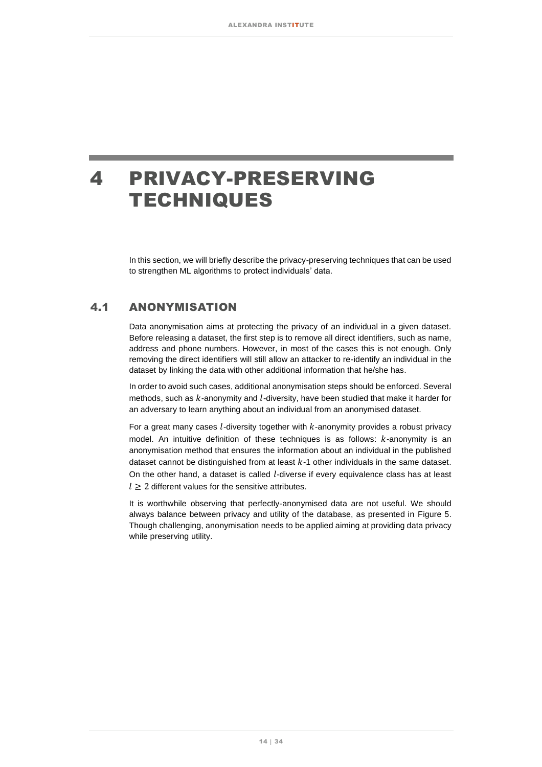# 4 PRIVACY-PRESERVING TECHNIQUES

In this section, we will briefly describe the privacy-preserving techniques that can be used to strengthen ML algorithms to protect individuals' data.

## 4.1 ANONYMISATION

Data anonymisation aims at protecting the privacy of an individual in a given dataset. Before releasing a dataset, the first step is to remove all direct identifiers, such as name, address and phone numbers. However, in most of the cases this is not enough. Only removing the direct identifiers will still allow an attacker to re-identify an individual in the dataset by linking the data with other additional information that he/she has.

In order to avoid such cases, additional anonymisation steps should be enforced. Several methods, such as $k$-anonymity and $l$-diversity, have been studied that make it harder for an adversary to learn anything about an individual from an anonymised dataset.

For a great many cases $l$-diversity together with $k$-anonymity provides a robust privacy model. An intuitive definition of these techniques is as follows: $k$-anonymity is an anonymisation method that ensures the information about an individual in the published dataset cannot be distinguished from at least $k$-1 other individuals in the same dataset. On the other hand, a dataset is called $l$-diverse if every equivalence class has at least $l \geq 2$ different values for the sensitive attributes.

It is worthwhile observing that perfectly-anonymised data are not useful. We should always balance between privacy and utility of the database, as presented in Figure 5. Though challenging, anonymisation needs to be applied aiming at providing data privacy while preserving utility.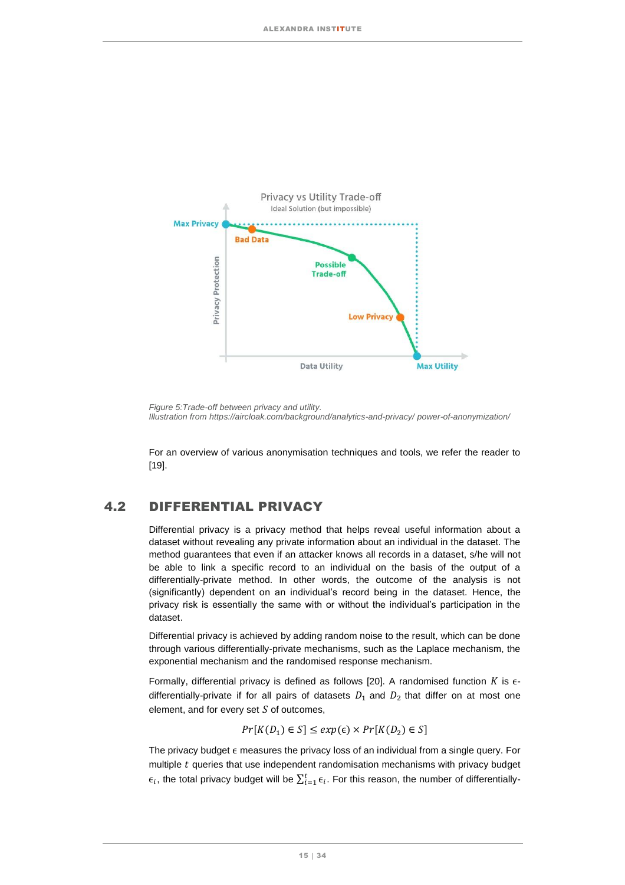Figure 5:Trade-off between privacy and utility.
Illustration from https://aircloak.com/background/analytics-and-privacy/ power-of-anonymization/

For an overview of various anonymisation techniques and tools, we refer the reader to [19].

## 4.2 DIFFERENTIAL PRIVACY

Differential privacy is a privacy method that helps reveal useful information about a dataset without revealing any private information about an individual in the dataset. The method guarantees that even if an attacker knows all records in a dataset, s/he will not be able to link a specific record to an individual on the basis of the output of a differentially-private method. In other words, the outcome of the analysis is not (significantly) dependent on an individual's record being in the dataset. Hence, the privacy risk is essentially the same with or without the individual's participation in the dataset.

Differential privacy is achieved by adding random noise to the result, which can be done through various differentially-private mechanisms, such as the Laplace mechanism, the exponential mechanism and the randomised response mechanism.

Formally, differential privacy is defined as follows [20]. A randomised function $K$ is $\epsilon$-differentially-private if for all pairs of datasets $D_1$ and $D_2$ that differ on at most one element, and for every set $S$ of outcomes,

$$Pr[K(D_1) \in S] \leq exp(\epsilon) \times Pr[K(D_2) \in S]$$

The privacy budget $\epsilon$ measures the privacy loss of an individual from a single query. For multiple $t$ queries that use independent randomisation mechanisms with privacy budget $\epsilon_i$, the total privacy budget will be $\sum_{i=1}^{t} \epsilon_i$. For this reason, the number of differentially-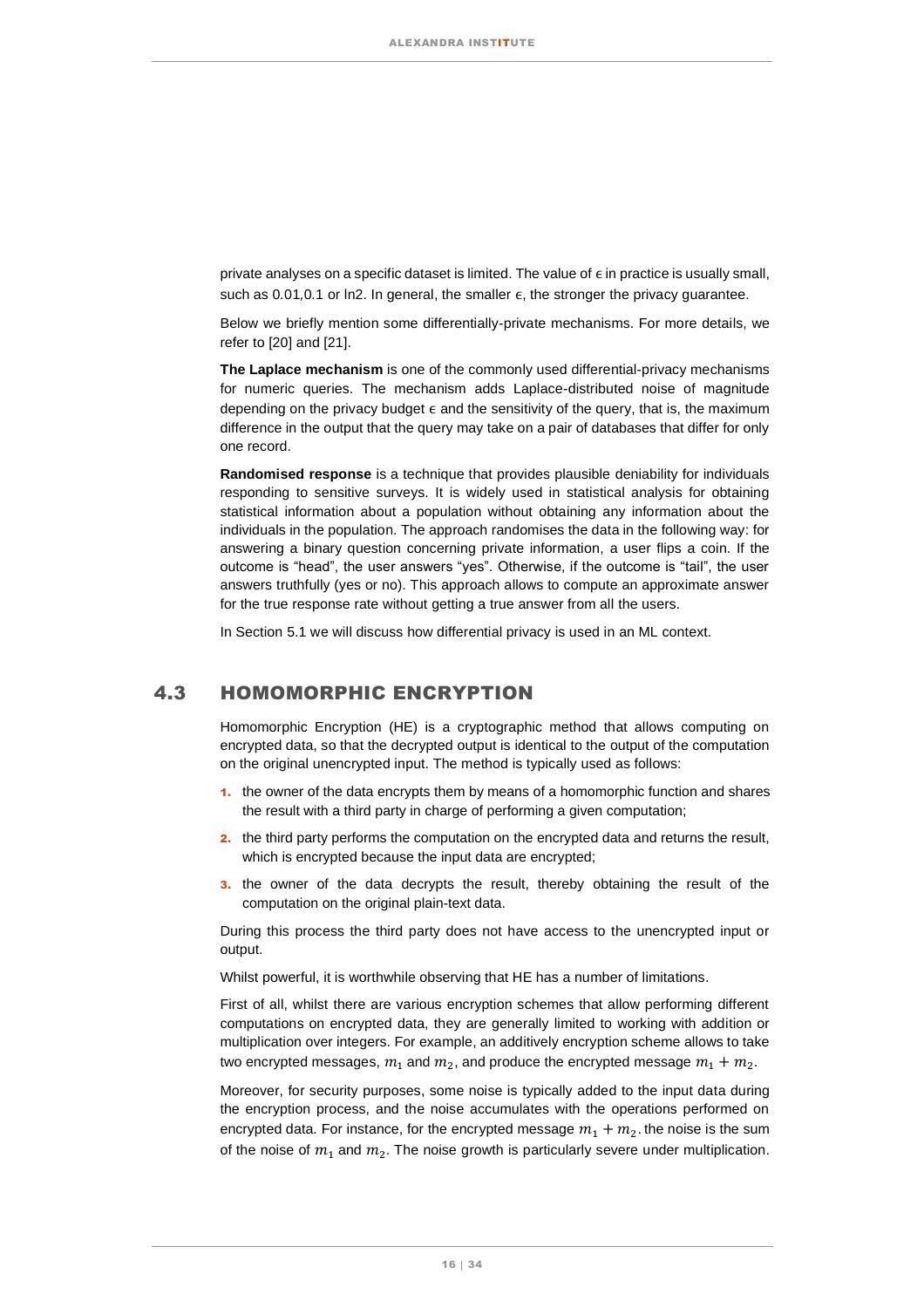private analyses on a specific dataset is limited. The value of $\epsilon$ in practice is usually small, such as 0.01,0.1 or ln2. In general, the smaller $\epsilon$, the stronger the privacy guarantee.

Below we briefly mention some differentially-private mechanisms. For more details, we refer to [20] and [21].

**The Laplace mechanism** is one of the commonly used differential-privacy mechanisms for numeric queries. The mechanism adds Laplace-distributed noise of magnitude depending on the privacy budget $\epsilon$ and the sensitivity of the query, that is, the maximum difference in the output that the query may take on a pair of databases that differ for only one record.

**Randomised response** is a technique that provides plausible deniability for individuals responding to sensitive surveys. It is widely used in statistical analysis for obtaining statistical information about a population without obtaining any information about the individuals in the population. The approach randomises the data in the following way: for answering a binary question concerning private information, a user flips a coin. If the outcome is "head", the user answers "yes". Otherwise, if the outcome is "tail", the user answers truthfully (yes or no). This approach allows to compute an approximate answer for the true response rate without getting a true answer from all the users.

In Section 5.1 we will discuss how differential privacy is used in an ML context.

## 4.3 HOMOMORPHIC ENCRYPTION

Homomorphic Encryption (HE) is a cryptographic method that allows computing on encrypted data, so that the decrypted output is identical to the output of the computation on the original unencrypted input. The method is typically used as follows:

1. the owner of the data encrypts them by means of a homomorphic function and shares the result with a third party in charge of performing a given computation;
2. the third party performs the computation on the encrypted data and returns the result, which is encrypted because the input data are encrypted;
3. the owner of the data decrypts the result, thereby obtaining the result of the computation on the original plain-text data.

During this process the third party does not have access to the unencrypted input or output.

Whilst powerful, it is worthwhile observing that HE has a number of limitations.

First of all, whilst there are various encryption schemes that allow performing different computations on encrypted data, they are generally limited to working with addition or multiplication over integers. For example, an additively encryption scheme allows to take two encrypted messages, $m_1$ and $m_2$, and produce the encrypted message $m_1 + m_2$.

Moreover, for security purposes, some noise is typically added to the input data during the encryption process, and the noise accumulates with the operations performed on encrypted data. For instance, for the encrypted message $m_1 + m_2$. the noise is the sum of the noise of $m_1$ and $m_2$. The noise growth is particularly severe under multiplication.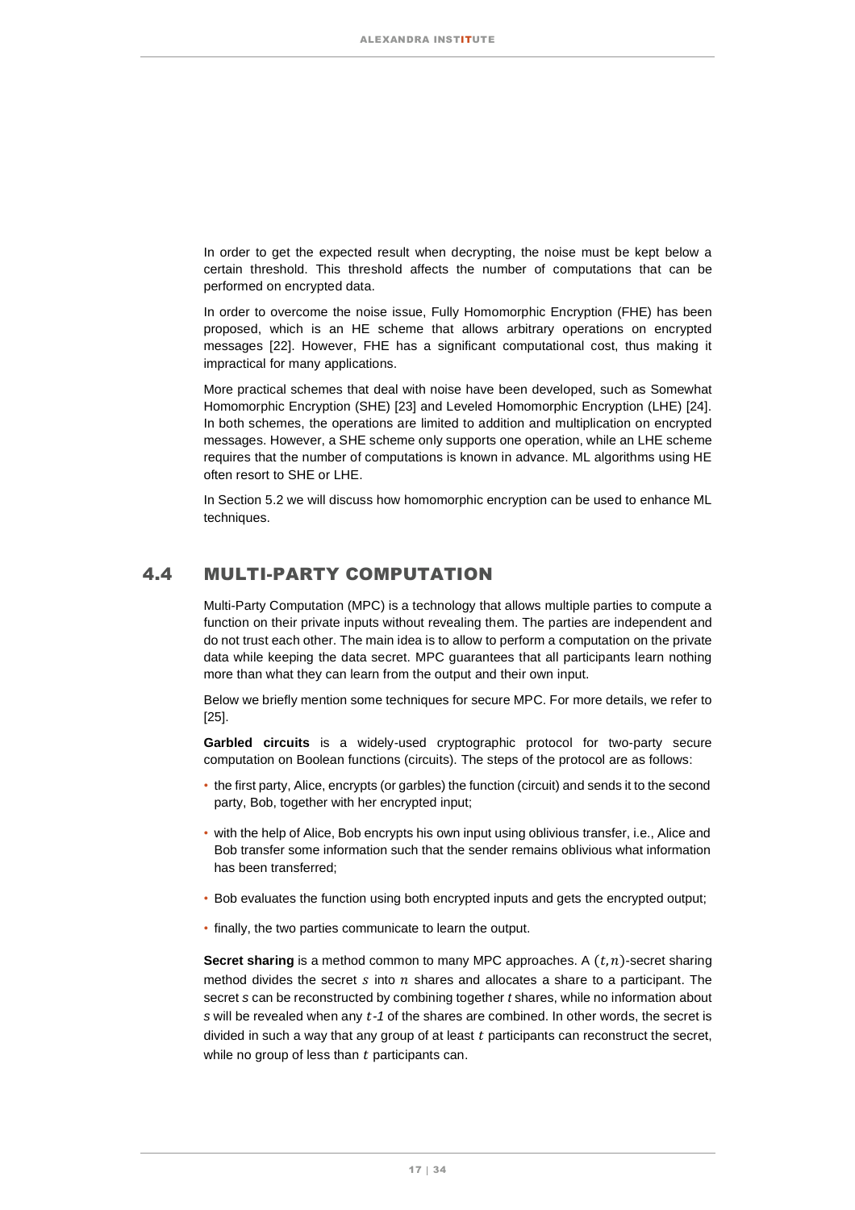In order to get the expected result when decrypting, the noise must be kept below a certain threshold. This threshold affects the number of computations that can be performed on encrypted data.

In order to overcome the noise issue, Fully Homomorphic Encryption (FHE) has been proposed, which is an HE scheme that allows arbitrary operations on encrypted messages [22]. However, FHE has a significant computational cost, thus making it impractical for many applications.

More practical schemes that deal with noise have been developed, such as Somewhat Homomorphic Encryption (SHE) [23] and Leveled Homomorphic Encryption (LHE) [24]. In both schemes, the operations are limited to addition and multiplication on encrypted messages. However, a SHE scheme only supports one operation, while an LHE scheme requires that the number of computations is known in advance. ML algorithms using HE often resort to SHE or LHE.

In Section 5.2 we will discuss how homomorphic encryption can be used to enhance ML techniques.

## 4.4 MULTI-PARTY COMPUTATION

Multi-Party Computation (MPC) is a technology that allows multiple parties to compute a function on their private inputs without revealing them. The parties are independent and do not trust each other. The main idea is to allow to perform a computation on the private data while keeping the data secret. MPC guarantees that all participants learn nothing more than what they can learn from the output and their own input.

Below we briefly mention some techniques for secure MPC. For more details, we refer to [25].

**Garbled circuits** is a widely-used cryptographic protocol for two-party secure computation on Boolean functions (circuits). The steps of the protocol are as follows:

- the first party, Alice, encrypts (or garbles) the function (circuit) and sends it to the second party, Bob, together with her encrypted input;
- with the help of Alice, Bob encrypts his own input using oblivious transfer, i.e., Alice and Bob transfer some information such that the sender remains oblivious what information has been transferred;
- Bob evaluates the function using both encrypted inputs and gets the encrypted output;
- finally, the two parties communicate to learn the output.

**Secret sharing** is a method common to many MPC approaches. A $(t, n)$-secret sharing method divides the secret $s$ into $n$ shares and allocates a share to a participant. The secret $s$ can be reconstructed by combining together $t$ shares, while no information about $s$ will be revealed when any $t$-1 of the shares are combined. In other words, the secret is divided in such a way that any group of at least $t$ participants can reconstruct the secret, while no group of less than $t$ participants can.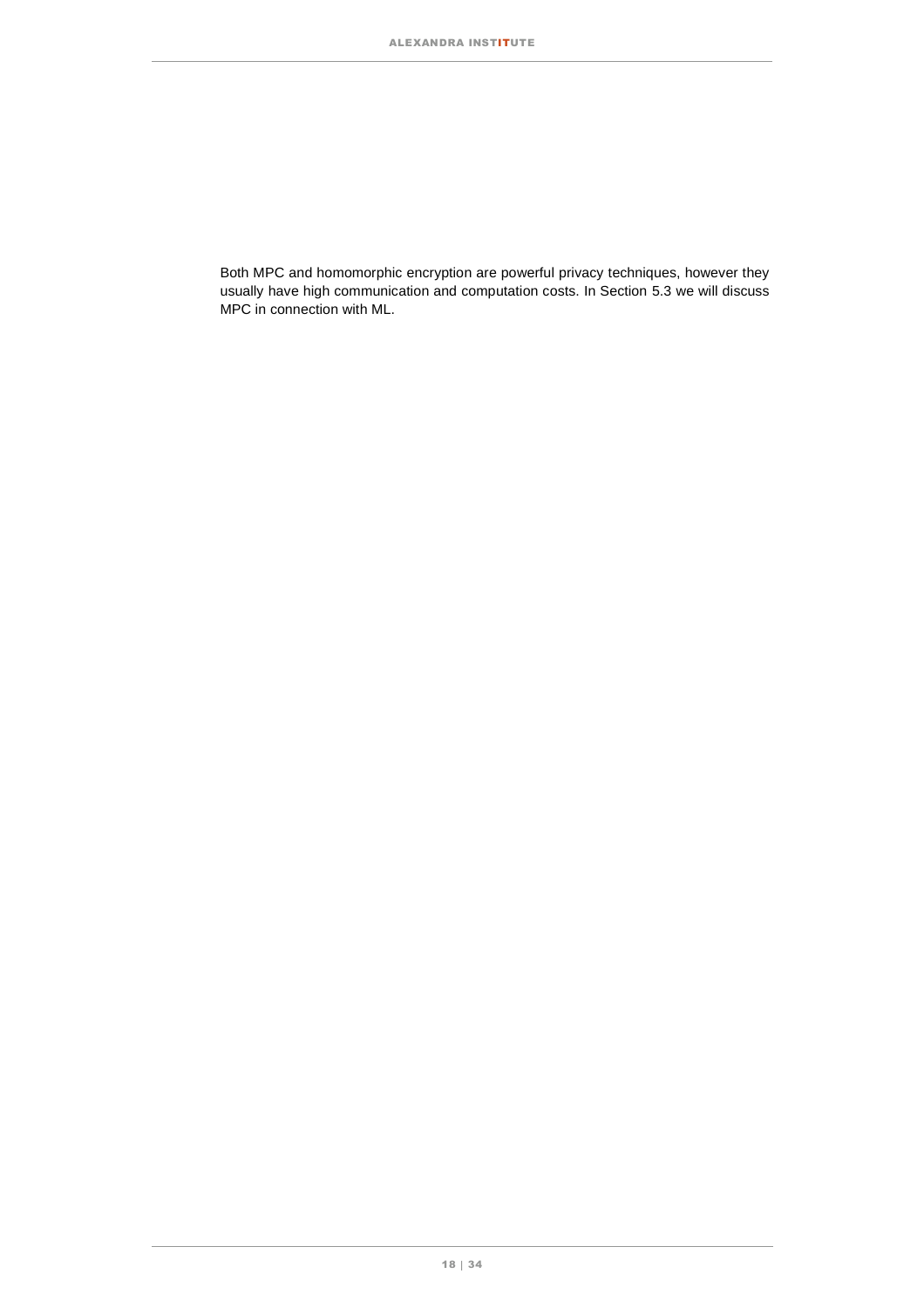Both MPC and homomorphic encryption are powerful privacy techniques, however they usually have high communication and computation costs. In Section 5.3 we will discuss MPC in connection with ML.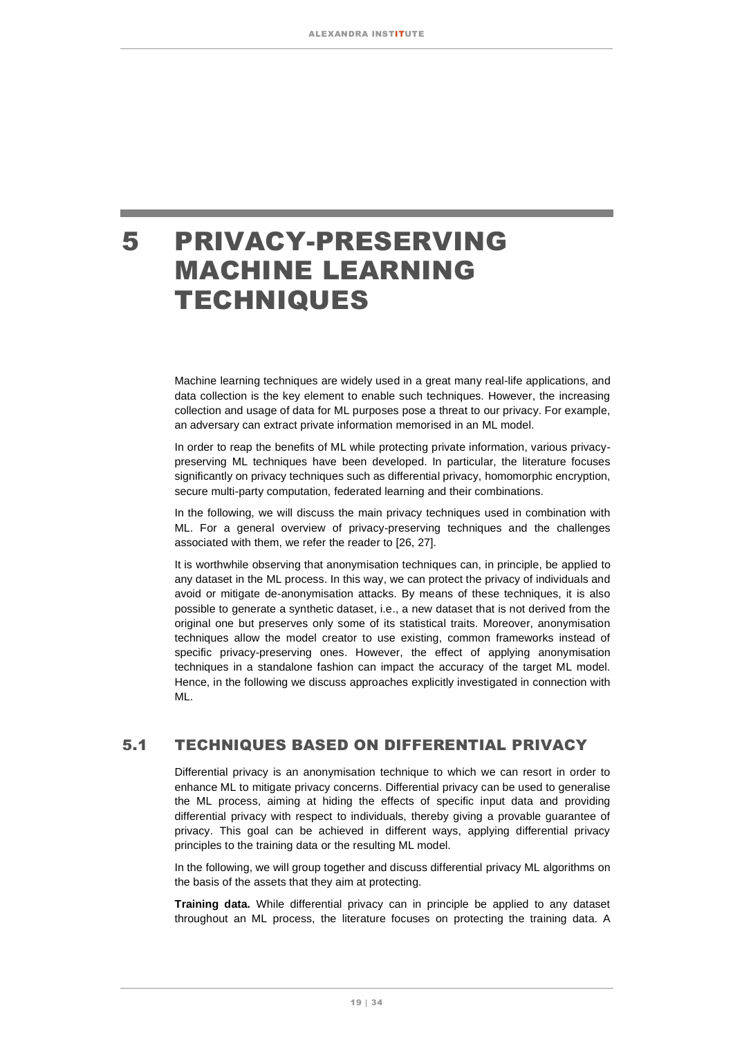# 5 PRIVACY-PRESERVING MACHINE LEARNING TECHNIQUES

Machine learning techniques are widely used in a great many real-life applications, and data collection is the key element to enable such techniques. However, the increasing collection and usage of data for ML purposes pose a threat to our privacy. For example, an adversary can extract private information memorised in an ML model.

In order to reap the benefits of ML while protecting private information, various privacy-preserving ML techniques have been developed. In particular, the literature focuses significantly on privacy techniques such as differential privacy, homomorphic encryption, secure multi-party computation, federated learning and their combinations.

In the following, we will discuss the main privacy techniques used in combination with ML. For a general overview of privacy-preserving techniques and the challenges associated with them, we refer the reader to [26, 27].

It is worthwhile observing that anonymisation techniques can, in principle, be applied to any dataset in the ML process. In this way, we can protect the privacy of individuals and avoid or mitigate de-anonymisation attacks. By means of these techniques, it is also possible to generate a synthetic dataset, i.e., a new dataset that is not derived from the original one but preserves only some of its statistical traits. Moreover, anonymisation techniques allow the model creator to use existing, common frameworks instead of specific privacy-preserving ones. However, the effect of applying anonymisation techniques in a standalone fashion can impact the accuracy of the target ML model. Hence, in the following we discuss approaches explicitly investigated in connection with ML.

## 5.1 TECHNIQUES BASED ON DIFFERENTIAL PRIVACY

Differential privacy is an anonymisation technique to which we can resort in order to enhance ML to mitigate privacy concerns. Differential privacy can be used to generalise the ML process, aiming at hiding the effects of specific input data and providing differential privacy with respect to individuals, thereby giving a provable guarantee of privacy. This goal can be achieved in different ways, applying differential privacy principles to the training data or the resulting ML model.

In the following, we will group together and discuss differential privacy ML algorithms on the basis of the assets that they aim at protecting.

**Training data.** While differential privacy can in principle be applied to any dataset throughout an ML process, the literature focuses on protecting the training data. A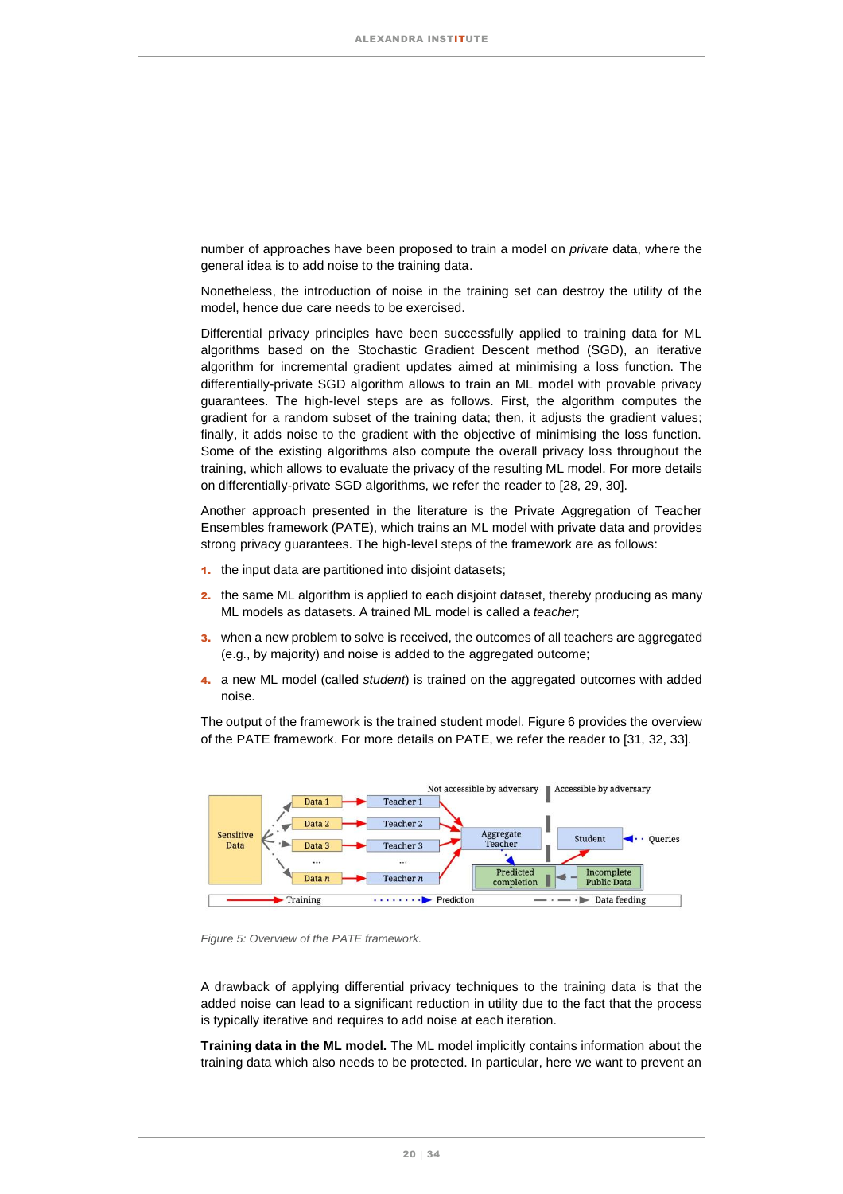number of approaches have been proposed to train a model on *private* data, where the general idea is to add noise to the training data.

Nonetheless, the introduction of noise in the training set can destroy the utility of the model, hence due care needs to be exercised.

Differential privacy principles have been successfully applied to training data for ML algorithms based on the Stochastic Gradient Descent method (SGD), an iterative algorithm for incremental gradient updates aimed at minimising a loss function. The differentially-private SGD algorithm allows to train an ML model with provable privacy guarantees. The high-level steps are as follows. First, the algorithm computes the gradient for a random subset of the training data; then, it adjusts the gradient values; finally, it adds noise to the gradient with the objective of minimising the loss function. Some of the existing algorithms also compute the overall privacy loss throughout the training, which allows to evaluate the privacy of the resulting ML model. For more details on differentially-private SGD algorithms, we refer the reader to [28, 29, 30].

Another approach presented in the literature is the Private Aggregation of Teacher Ensembles framework (PATE), which trains an ML model with private data and provides strong privacy guarantees. The high-level steps of the framework are as follows:

1. the input data are partitioned into disjoint datasets;
2. the same ML algorithm is applied to each disjoint dataset, thereby producing as many ML models as datasets. A trained ML model is called a *teacher*;
3. when a new problem to solve is received, the outcomes of all teachers are aggregated (e.g., by majority) and noise is added to the aggregated outcome;
4. a new ML model (called *student*) is trained on the aggregated outcomes with added noise.

The output of the framework is the trained student model. Figure 6 provides the overview of the PATE framework. For more details on PATE, we refer the reader to [31, 32, 33].

*Figure 5: Overview of the PATE framework.*

A drawback of applying differential privacy techniques to the training data is that the added noise can lead to a significant reduction in utility due to the fact that the process is typically iterative and requires to add noise at each iteration.

**Training data in the ML model.** The ML model implicitly contains information about the training data which also needs to be protected. In particular, here we want to prevent an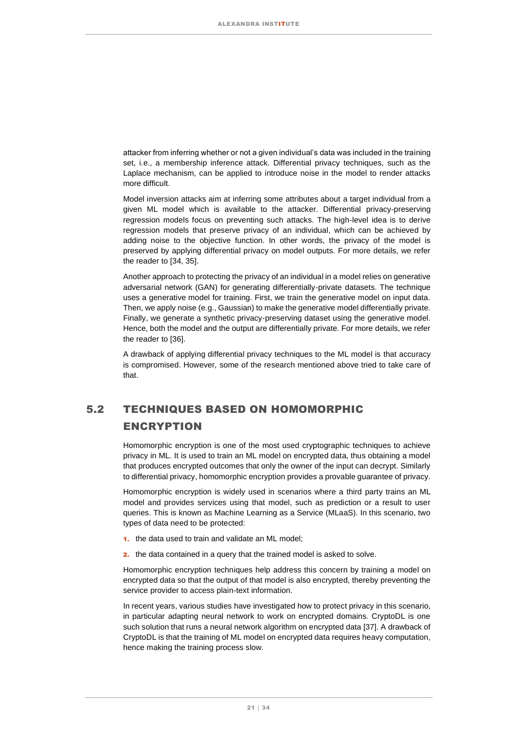attacker from inferring whether or not a given individual's data was included in the training set, i.e., a membership inference attack. Differential privacy techniques, such as the Laplace mechanism, can be applied to introduce noise in the model to render attacks more difficult.

Model inversion attacks aim at inferring some attributes about a target individual from a given ML model which is available to the attacker. Differential privacy-preserving regression models focus on preventing such attacks. The high-level idea is to derive regression models that preserve privacy of an individual, which can be achieved by adding noise to the objective function. In other words, the privacy of the model is preserved by applying differential privacy on model outputs. For more details, we refer the reader to [34, 35].

Another approach to protecting the privacy of an individual in a model relies on generative adversarial network (GAN) for generating differentially-private datasets. The technique uses a generative model for training. First, we train the generative model on input data. Then, we apply noise (e.g., Gaussian) to make the generative model differentially private. Finally, we generate a synthetic privacy-preserving dataset using the generative model. Hence, both the model and the output are differentially private. For more details, we refer the reader to [36].

A drawback of applying differential privacy techniques to the ML model is that accuracy is compromised. However, some of the research mentioned above tried to take care of that.

## 5.2 TECHNIQUES BASED ON HOMOMORPHIC ENCRYPTION

Homomorphic encryption is one of the most used cryptographic techniques to achieve privacy in ML. It is used to train an ML model on encrypted data, thus obtaining a model that produces encrypted outcomes that only the owner of the input can decrypt. Similarly to differential privacy, homomorphic encryption provides a provable guarantee of privacy.

Homomorphic encryption is widely used in scenarios where a third party trains an ML model and provides services using that model, such as prediction or a result to user queries. This is known as Machine Learning as a Service (MLaaS). In this scenario, two types of data need to be protected:

1. the data used to train and validate an ML model;
2. the data contained in a query that the trained model is asked to solve.

Homomorphic encryption techniques help address this concern by training a model on encrypted data so that the output of that model is also encrypted, thereby preventing the service provider to access plain-text information.

In recent years, various studies have investigated how to protect privacy in this scenario, in particular adapting neural network to work on encrypted domains. CryptoDL is one such solution that runs a neural network algorithm on encrypted data [37]. A drawback of CryptoDL is that the training of ML model on encrypted data requires heavy computation, hence making the training process slow.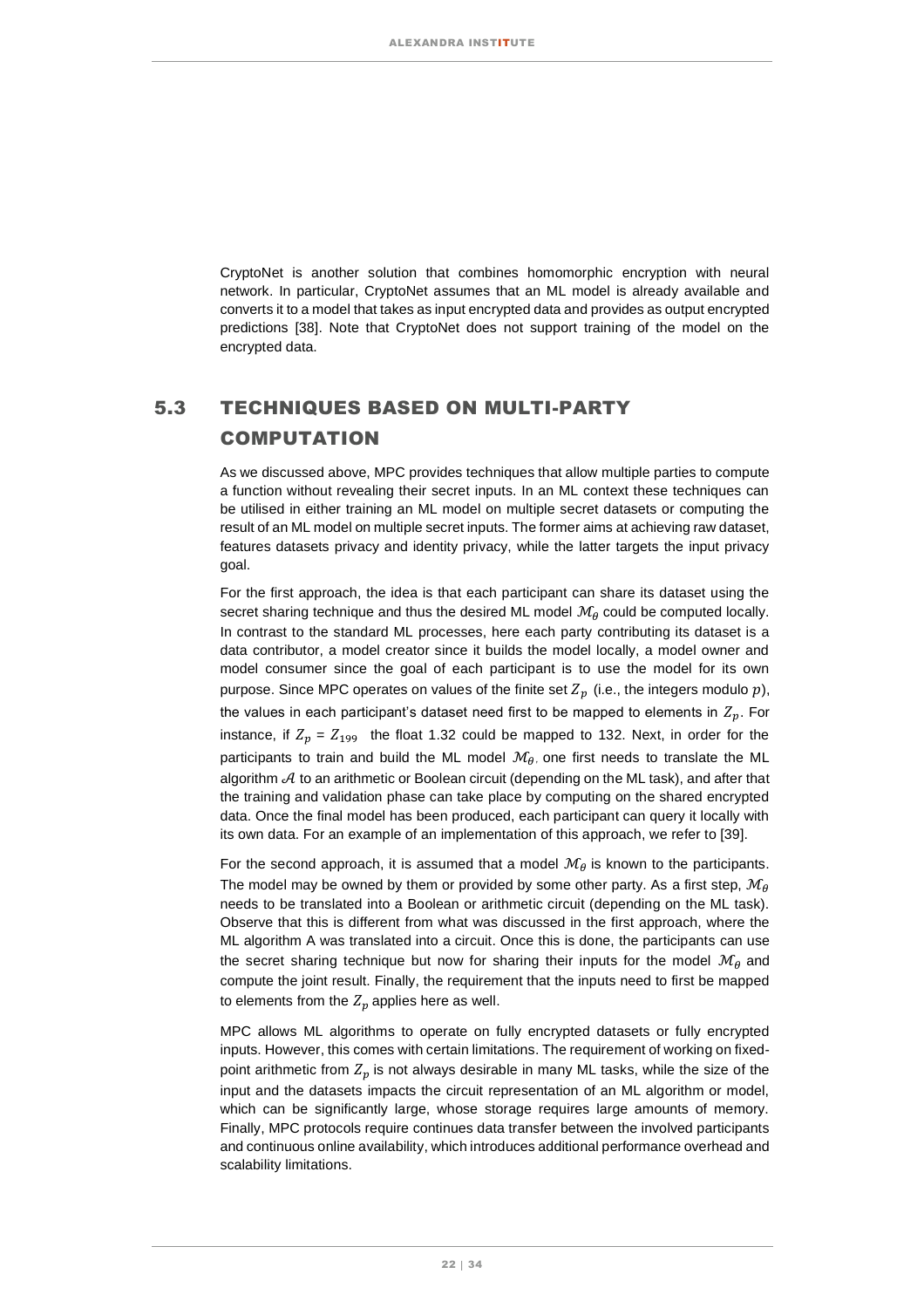CryptoNet is another solution that combines homomorphic encryption with neural network. In particular, CryptoNet assumes that an ML model is already available and converts it to a model that takes as input encrypted data and provides as output encrypted predictions [38]. Note that CryptoNet does not support training of the model on the encrypted data.

## 5.3 TECHNIQUES BASED ON MULTI-PARTY COMPUTATION

As we discussed above, MPC provides techniques that allow multiple parties to compute a function without revealing their secret inputs. In an ML context these techniques can be utilised in either training an ML model on multiple secret datasets or computing the result of an ML model on multiple secret inputs. The former aims at achieving raw dataset, features datasets privacy and identity privacy, while the latter targets the input privacy goal.

For the first approach, the idea is that each participant can share its dataset using the secret sharing technique and thus the desired ML model $\mathcal{M}_\theta$ could be computed locally. In contrast to the standard ML processes, here each party contributing its dataset is a data contributor, a model creator since it builds the model locally, a model owner and model consumer since the goal of each participant is to use the model for its own purpose. Since MPC operates on values of the finite set $Z_p$ (i.e., the integers modulo $p$), the values in each participant's dataset need first to be mapped to elements in $Z_p$. For instance, if $Z_p = Z_{199}$ the float 1.32 could be mapped to 132. Next, in order for the participants to train and build the ML model $\mathcal{M}_\theta$, one first needs to translate the ML algorithm $\mathcal{A}$ to an arithmetic or Boolean circuit (depending on the ML task), and after that the training and validation phase can take place by computing on the shared encrypted data. Once the final model has been produced, each participant can query it locally with its own data. For an example of an implementation of this approach, we refer to [39].

For the second approach, it is assumed that a model $\mathcal{M}_\theta$ is known to the participants. The model may be owned by them or provided by some other party. As a first step, $\mathcal{M}_\theta$ needs to be translated into a Boolean or arithmetic circuit (depending on the ML task). Observe that this is different from what was discussed in the first approach, where the ML algorithm A was translated into a circuit. Once this is done, the participants can use the secret sharing technique but now for sharing their inputs for the model $\mathcal{M}_\theta$ and compute the joint result. Finally, the requirement that the inputs need to first be mapped to elements from the $Z_p$ applies here as well.

MPC allows ML algorithms to operate on fully encrypted datasets or fully encrypted inputs. However, this comes with certain limitations. The requirement of working on fixed-point arithmetic from $Z_p$ is not always desirable in many ML tasks, while the size of the input and the datasets impacts the circuit representation of an ML algorithm or model, which can be significantly large, whose storage requires large amounts of memory. Finally, MPC protocols require continues data transfer between the involved participants and continuous online availability, which introduces additional performance overhead and scalability limitations.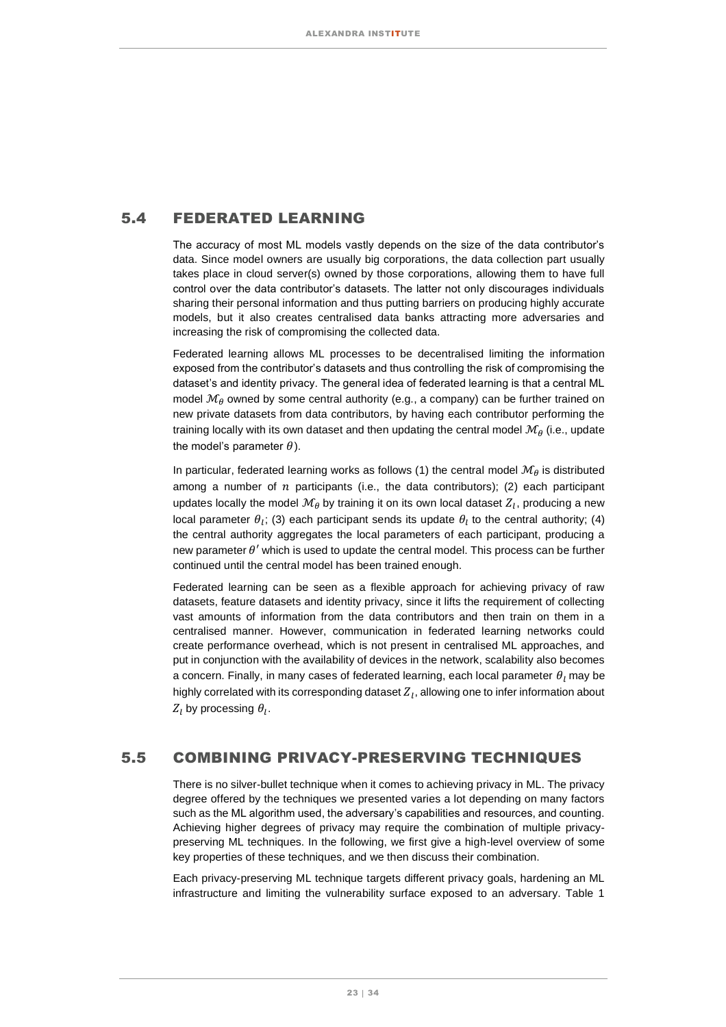## 5.4 FEDERATED LEARNING

The accuracy of most ML models vastly depends on the size of the data contributor's data. Since model owners are usually big corporations, the data collection part usually takes place in cloud server(s) owned by those corporations, allowing them to have full control over the data contributor's datasets. The latter not only discourages individuals sharing their personal information and thus putting barriers on producing highly accurate models, but it also creates centralised data banks attracting more adversaries and increasing the risk of compromising the collected data.

Federated learning allows ML processes to be decentralised limiting the information exposed from the contributor's datasets and thus controlling the risk of compromising the dataset's and identity privacy. The general idea of federated learning is that a central ML model $\mathcal{M}_\theta$ owned by some central authority (e.g., a company) can be further trained on new private datasets from data contributors, by having each contributor performing the training locally with its own dataset and then updating the central model $\mathcal{M}_\theta$ (i.e., update the model's parameter $\theta$).

In particular, federated learning works as follows (1) the central model $\mathcal{M}_\theta$ is distributed among a number of $n$ participants (i.e., the data contributors); (2) each participant updates locally the model $\mathcal{M}_\theta$ by training it on its own local dataset $Z_l$, producing a new local parameter $\theta_l$; (3) each participant sends its update $\theta_l$ to the central authority; (4) the central authority aggregates the local parameters of each participant, producing a new parameter $\theta'$ which is used to update the central model. This process can be further continued until the central model has been trained enough.

Federated learning can be seen as a flexible approach for achieving privacy of raw datasets, feature datasets and identity privacy, since it lifts the requirement of collecting vast amounts of information from the data contributors and then train on them in a centralised manner. However, communication in federated learning networks could create performance overhead, which is not present in centralised ML approaches, and put in conjunction with the availability of devices in the network, scalability also becomes a concern. Finally, in many cases of federated learning, each local parameter $\theta_l$ may be highly correlated with its corresponding dataset $Z_l$, allowing one to infer information about $Z_l$ by processing $\theta_l$.

## 5.5 COMBINING PRIVACY-PRESERVING TECHNIQUES

There is no silver-bullet technique when it comes to achieving privacy in ML. The privacy degree offered by the techniques we presented varies a lot depending on many factors such as the ML algorithm used, the adversary's capabilities and resources, and counting. Achieving higher degrees of privacy may require the combination of multiple privacy-preserving ML techniques. In the following, we first give a high-level overview of some key properties of these techniques, and we then discuss their combination.

Each privacy-preserving ML technique targets different privacy goals, hardening an ML infrastructure and limiting the vulnerability surface exposed to an adversary. Table 1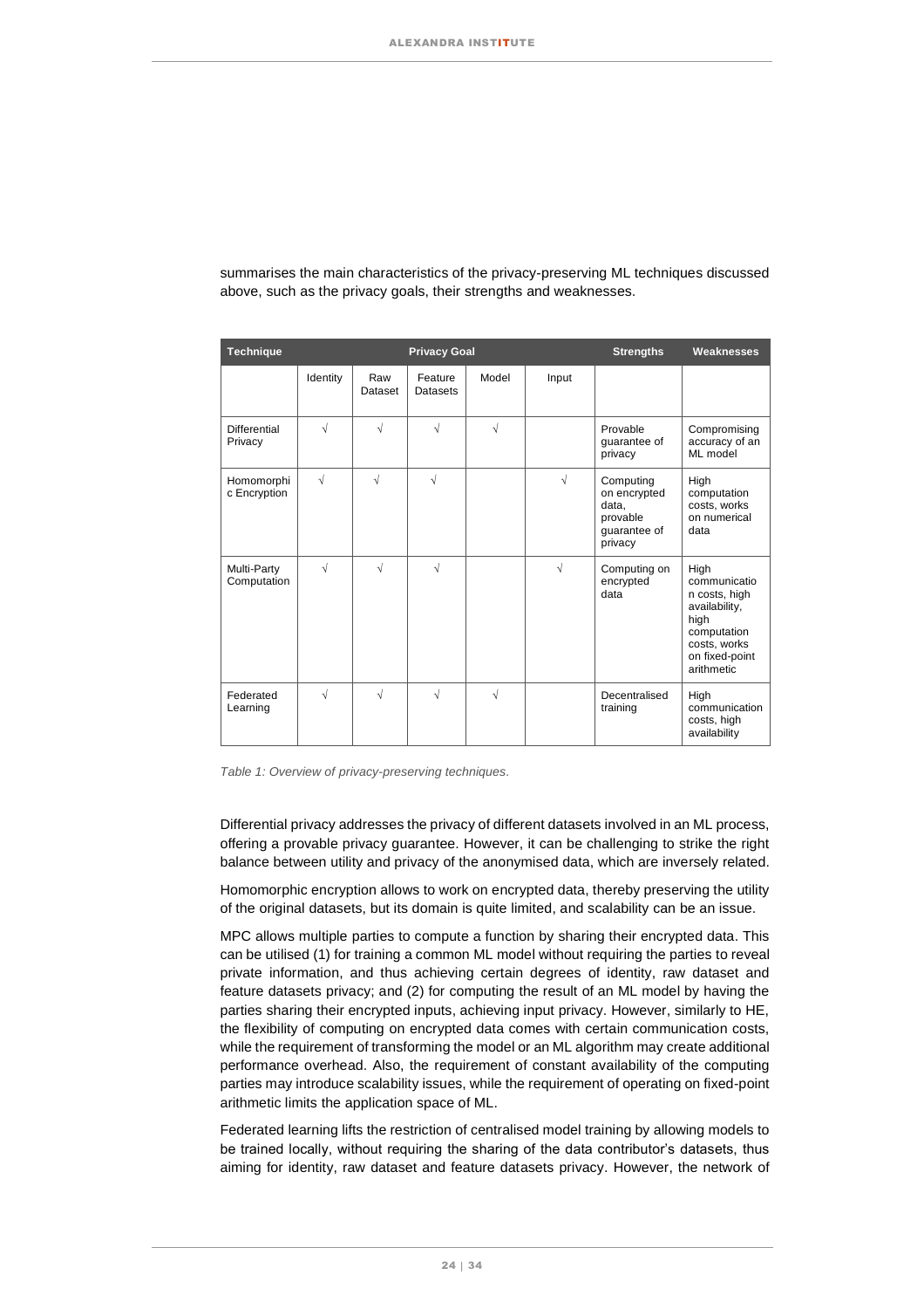summarises the main characteristics of the privacy-preserving ML techniques discussed above, such as the privacy goals, their strengths and weaknesses.

| Technique | Privacy Goal | | | | | Strengths | Weaknesses |
|---|---|---|---|---|---|---|---|
| | Identity | Raw Dataset | Feature Datasets | Model | Input | | |
| Differential Privacy | √ | √ | √ | √ | | Provable guarantee of privacy | Compromising accuracy of an ML model |
| Homomorphic Encryption | √ | √ | √ | | √ | Computing on encrypted data, provable guarantee of privacy | High computation costs, works on numerical data |
| Multi-Party Computation | √ | √ | √ | | √ | Computing on encrypted data | High communication costs, high availability, high computation costs, works on fixed-point arithmetic |
| Federated Learning | √ | √ | √ | √ | | Decentralised training | High communication costs, high availability |

*Table 1: Overview of privacy-preserving techniques.*

Differential privacy addresses the privacy of different datasets involved in an ML process, offering a provable privacy guarantee. However, it can be challenging to strike the right balance between utility and privacy of the anonymised data, which are inversely related.

Homomorphic encryption allows to work on encrypted data, thereby preserving the utility of the original datasets, but its domain is quite limited, and scalability can be an issue.

MPC allows multiple parties to compute a function by sharing their encrypted data. This can be utilised (1) for training a common ML model without requiring the parties to reveal private information, and thus achieving certain degrees of identity, raw dataset and feature datasets privacy; and (2) for computing the result of an ML model by having the parties sharing their encrypted inputs, achieving input privacy. However, similarly to HE, the flexibility of computing on encrypted data comes with certain communication costs, while the requirement of transforming the model or an ML algorithm may create additional performance overhead. Also, the requirement of constant availability of the computing parties may introduce scalability issues, while the requirement of operating on fixed-point arithmetic limits the application space of ML.

Federated learning lifts the restriction of centralised model training by allowing models to be trained locally, without requiring the sharing of the data contributor's datasets, thus aiming for identity, raw dataset and feature datasets privacy. However, the network of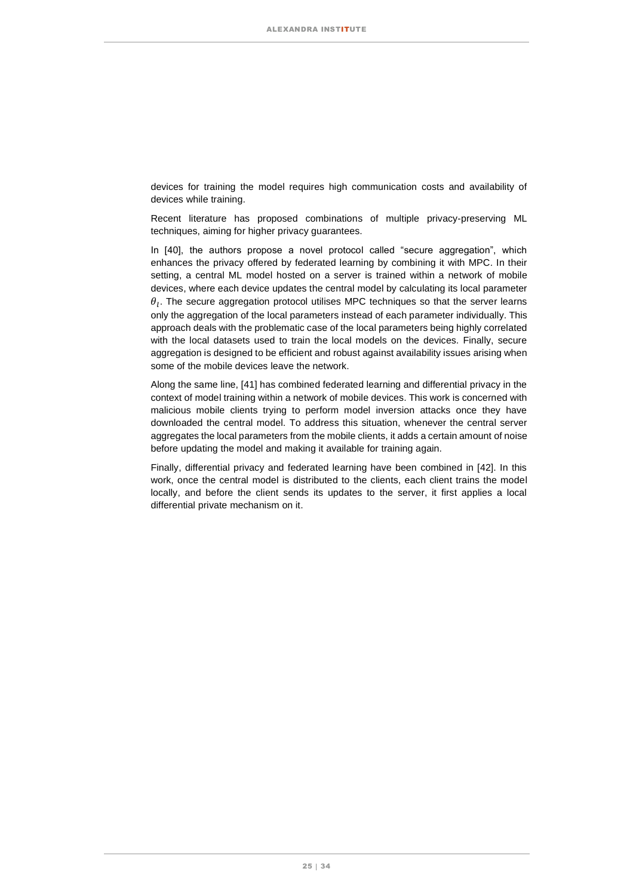devices for training the model requires high communication costs and availability of devices while training.

Recent literature has proposed combinations of multiple privacy-preserving ML techniques, aiming for higher privacy guarantees.

In [40], the authors propose a novel protocol called “secure aggregation”, which enhances the privacy offered by federated learning by combining it with MPC. In their setting, a central ML model hosted on a server is trained within a network of mobile devices, where each device updates the central model by calculating its local parameter $\theta_l$. The secure aggregation protocol utilises MPC techniques so that the server learns only the aggregation of the local parameters instead of each parameter individually. This approach deals with the problematic case of the local parameters being highly correlated with the local datasets used to train the local models on the devices. Finally, secure aggregation is designed to be efficient and robust against availability issues arising when some of the mobile devices leave the network.

Along the same line, [41] has combined federated learning and differential privacy in the context of model training within a network of mobile devices. This work is concerned with malicious mobile clients trying to perform model inversion attacks once they have downloaded the central model. To address this situation, whenever the central server aggregates the local parameters from the mobile clients, it adds a certain amount of noise before updating the model and making it available for training again.

Finally, differential privacy and federated learning have been combined in [42]. In this work, once the central model is distributed to the clients, each client trains the model locally, and before the client sends its updates to the server, it first applies a local differential private mechanism on it.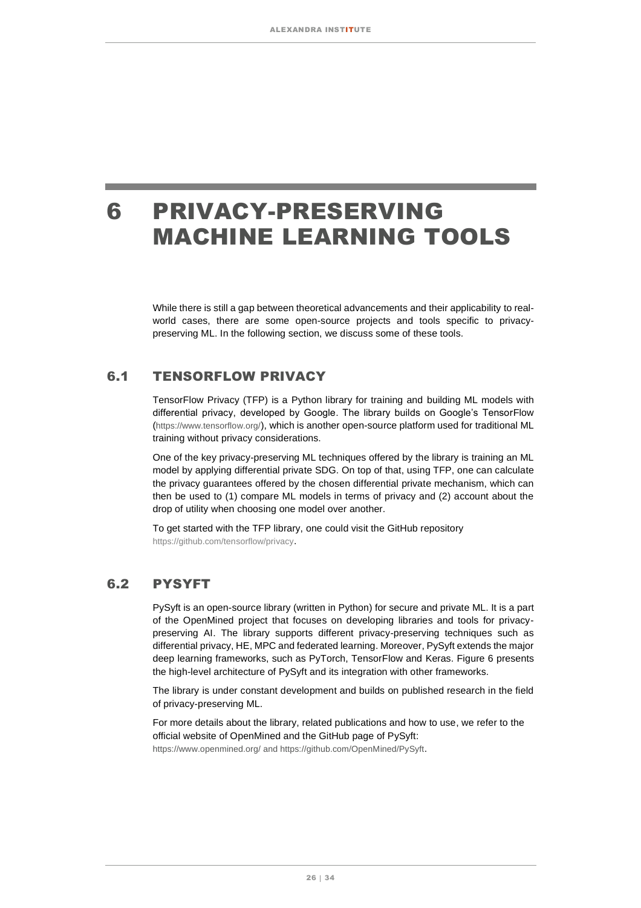# 6 PRIVACY-PRESERVING MACHINE LEARNING TOOLS

While there is still a gap between theoretical advancements and their applicability to real-world cases, there are some open-source projects and tools specific to privacy-preserving ML. In the following section, we discuss some of these tools.

## 6.1 TENSORFLOW PRIVACY

TensorFlow Privacy (TFP) is a Python library for training and building ML models with differential privacy, developed by Google. The library builds on Google's TensorFlow (https://www.tensorflow.org/), which is another open-source platform used for traditional ML training without privacy considerations.

One of the key privacy-preserving ML techniques offered by the library is training an ML model by applying differential private SDG. On top of that, using TFP, one can calculate the privacy guarantees offered by the chosen differential private mechanism, which can then be used to (1) compare ML models in terms of privacy and (2) account about the drop of utility when choosing one model over another.

To get started with the TFP library, one could visit the GitHub repository https://github.com/tensorflow/privacy.

## 6.2 PYSYFT

PySyft is an open-source library (written in Python) for secure and private ML. It is a part of the OpenMined project that focuses on developing libraries and tools for privacy-preserving AI. The library supports different privacy-preserving techniques such as differential privacy, HE, MPC and federated learning. Moreover, PySyft extends the major deep learning frameworks, such as PyTorch, TensorFlow and Keras. Figure 6 presents the high-level architecture of PySyft and its integration with other frameworks.

The library is under constant development and builds on published research in the field of privacy-preserving ML.

For more details about the library, related publications and how to use, we refer to the official website of OpenMined and the GitHub page of PySyft: https://www.openmined.org/ and https://github.com/OpenMined/PySyft.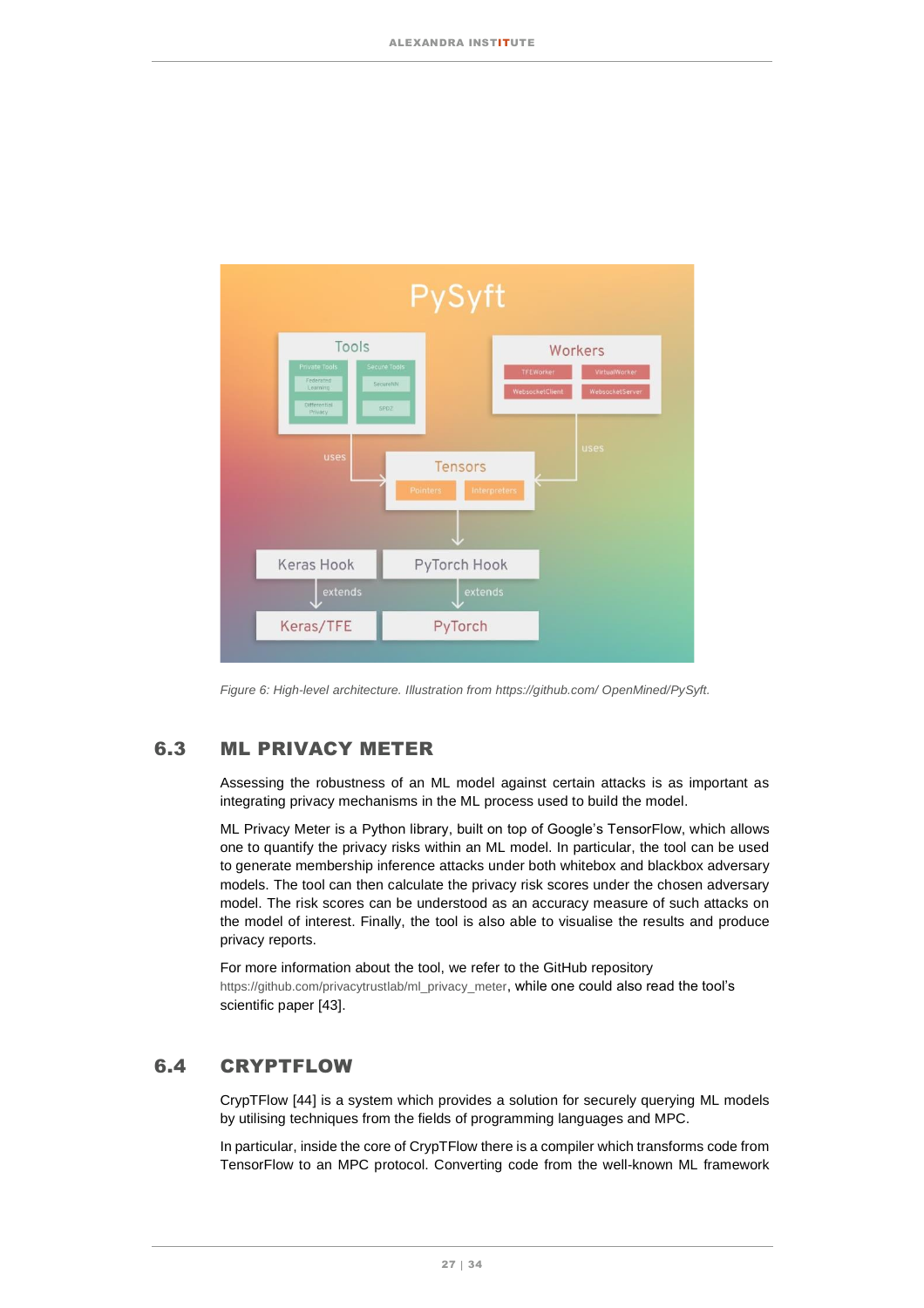*Figure 6: High-level architecture. Illustration from https://github.com/ OpenMined/PySyft.*

## 6.3 ML PRIVACY METER

Assessing the robustness of an ML model against certain attacks is as important as integrating privacy mechanisms in the ML process used to build the model.

ML Privacy Meter is a Python library, built on top of Google's TensorFlow, which allows one to quantify the privacy risks within an ML model. In particular, the tool can be used to generate membership inference attacks under both whitebox and blackbox adversary models. The tool can then calculate the privacy risk scores under the chosen adversary model. The risk scores can be understood as an accuracy measure of such attacks on the model of interest. Finally, the tool is also able to visualise the results and produce privacy reports.

For more information about the tool, we refer to the GitHub repository https://github.com/privacytrustlab/ml_privacy_meter, while one could also read the tool's scientific paper [43].

## 6.4 CRYPTFLOW

CrypTFlow [44] is a system which provides a solution for securely querying ML models by utilising techniques from the fields of programming languages and MPC.

In particular, inside the core of CrypTFlow there is a compiler which transforms code from TensorFlow to an MPC protocol. Converting code from the well-known ML framework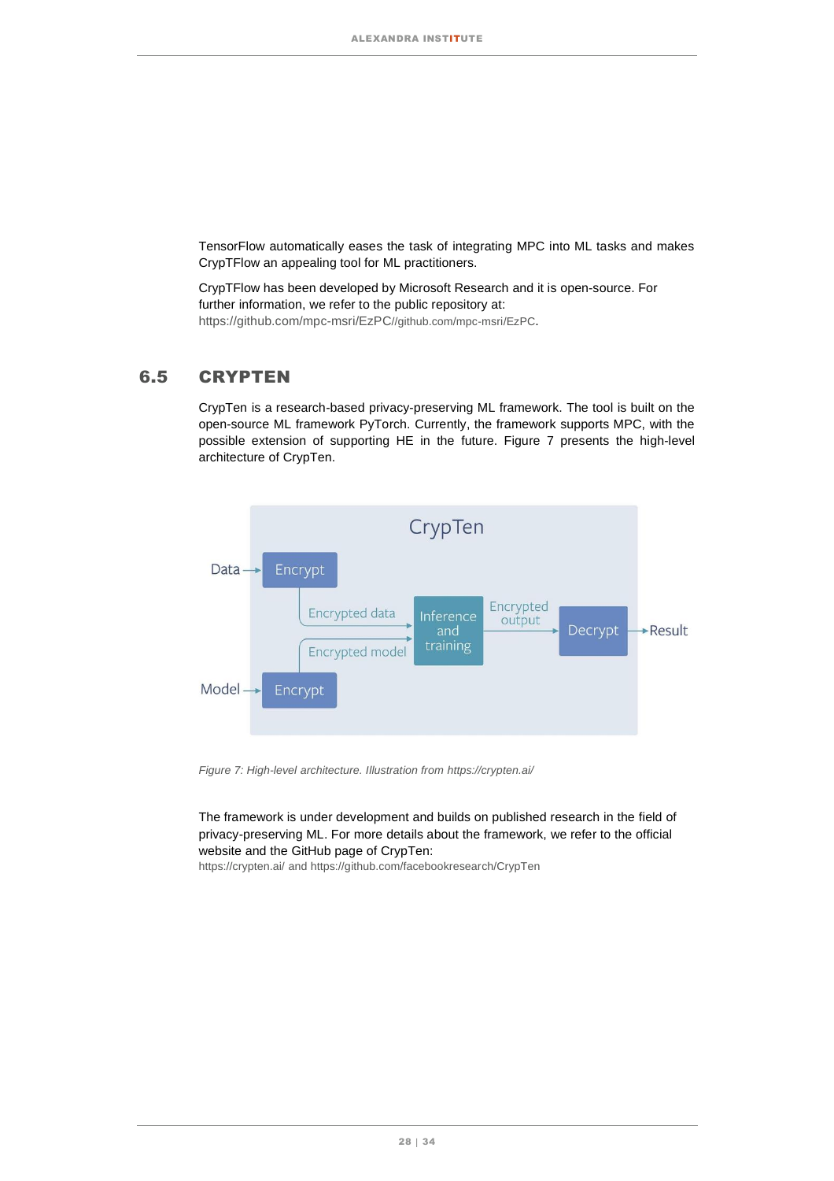TensorFlow automatically eases the task of integrating MPC into ML tasks and makes CrypTFlow an appealing tool for ML practitioners.

CrypTFlow has been developed by Microsoft Research and it is open-source. For further information, we refer to the public repository at: https://github.com/mpc-msri/EzPC//github.com/mpc-msri/EzPC.

## 6.5 CRYPTEN

CrypTen is a research-based privacy-preserving ML framework. The tool is built on the open-source ML framework PyTorch. Currently, the framework supports MPC, with the possible extension of supporting HE in the future. Figure 7 presents the high-level architecture of CrypTen.

*Figure 7: High-level architecture. Illustration from https://crypten.ai/*

The framework is under development and builds on published research in the field of privacy-preserving ML. For more details about the framework, we refer to the official website and the GitHub page of CrypTen:
https://crypten.ai/ and https://github.com/facebookresearch/CrypTen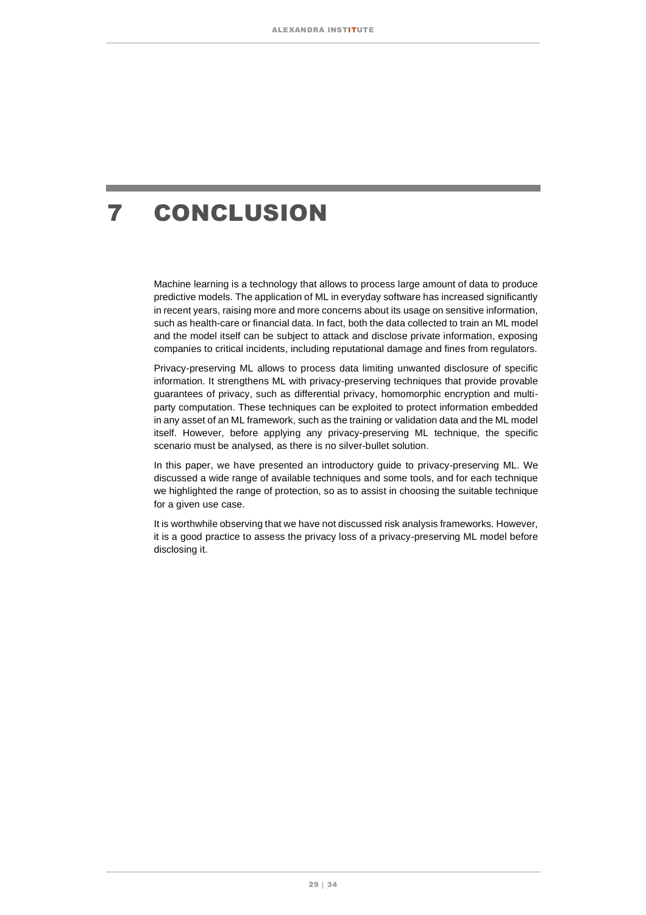# 7 CONCLUSION

Machine learning is a technology that allows to process large amount of data to produce predictive models. The application of ML in everyday software has increased significantly in recent years, raising more and more concerns about its usage on sensitive information, such as health-care or financial data. In fact, both the data collected to train an ML model and the model itself can be subject to attack and disclose private information, exposing companies to critical incidents, including reputational damage and fines from regulators.

Privacy-preserving ML allows to process data limiting unwanted disclosure of specific information. It strengthens ML with privacy-preserving techniques that provide provable guarantees of privacy, such as differential privacy, homomorphic encryption and multi-party computation. These techniques can be exploited to protect information embedded in any asset of an ML framework, such as the training or validation data and the ML model itself. However, before applying any privacy-preserving ML technique, the specific scenario must be analysed, as there is no silver-bullet solution.

In this paper, we have presented an introductory guide to privacy-preserving ML. We discussed a wide range of available techniques and some tools, and for each technique we highlighted the range of protection, so as to assist in choosing the suitable technique for a given use case.

It is worthwhile observing that we have not discussed risk analysis frameworks. However, it is a good practice to assess the privacy loss of a privacy-preserving ML model before disclosing it.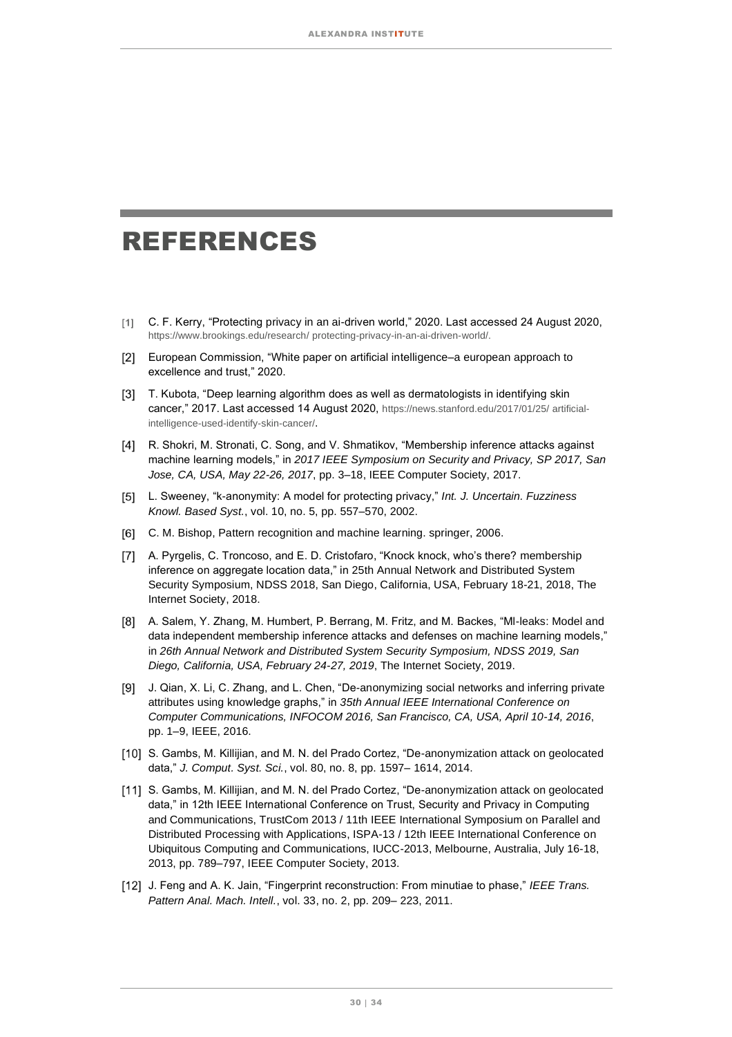# REFERENCES

[1] C. F. Kerry, "Protecting privacy in an ai-driven world," 2020. Last accessed 24 August 2020, https://www.brookings.edu/research/ protecting-privacy-in-an-ai-driven-world/.

[2] European Commission, "White paper on artificial intelligence–a european approach to excellence and trust," 2020.

[3] T. Kubota, "Deep learning algorithm does as well as dermatologists in identifying skin cancer," 2017. Last accessed 14 August 2020, https://news.stanford.edu/2017/01/25/ artificial-intelligence-used-identify-skin-cancer/.

[4] R. Shokri, M. Stronati, C. Song, and V. Shmatikov, "Membership inference attacks against machine learning models," in *2017 IEEE Symposium on Security and Privacy, SP 2017, San Jose, CA, USA, May 22-26, 2017*, pp. 3–18, IEEE Computer Society, 2017.

[5] L. Sweeney, "k-anonymity: A model for protecting privacy," *Int. J. Uncertain. Fuzziness Knowl. Based Syst.*, vol. 10, no. 5, pp. 557–570, 2002.

[6] C. M. Bishop, Pattern recognition and machine learning. springer, 2006.

[7] A. Pyrgelis, C. Troncoso, and E. D. Cristofaro, "Knock knock, who's there? membership inference on aggregate location data," in 25th Annual Network and Distributed System Security Symposium, NDSS 2018, San Diego, California, USA, February 18-21, 2018, The Internet Society, 2018.

[8] A. Salem, Y. Zhang, M. Humbert, P. Berrang, M. Fritz, and M. Backes, "Ml-leaks: Model and data independent membership inference attacks and defenses on machine learning models," in *26th Annual Network and Distributed System Security Symposium, NDSS 2019, San Diego, California, USA, February 24-27, 2019*, The Internet Society, 2019.

[9] J. Qian, X. Li, C. Zhang, and L. Chen, "De-anonymizing social networks and inferring private attributes using knowledge graphs," in *35th Annual IEEE International Conference on Computer Communications, INFOCOM 2016, San Francisco, CA, USA, April 10-14, 2016*, pp. 1–9, IEEE, 2016.

[10] S. Gambs, M. Killijian, and M. N. del Prado Cortez, "De-anonymization attack on geolocated data," *J. Comput. Syst. Sci.*, vol. 80, no. 8, pp. 1597– 1614, 2014.

[11] S. Gambs, M. Killijian, and M. N. del Prado Cortez, "De-anonymization attack on geolocated data," in 12th IEEE International Conference on Trust, Security and Privacy in Computing and Communications, TrustCom 2013 / 11th IEEE International Symposium on Parallel and Distributed Processing with Applications, ISPA-13 / 12th IEEE International Conference on Ubiquitous Computing and Communications, IUCC-2013, Melbourne, Australia, July 16-18, 2013, pp. 789–797, IEEE Computer Society, 2013.

[12] J. Feng and A. K. Jain, "Fingerprint reconstruction: From minutiae to phase," *IEEE Trans. Pattern Anal. Mach. Intell.*, vol. 33, no. 2, pp. 209– 223, 2011.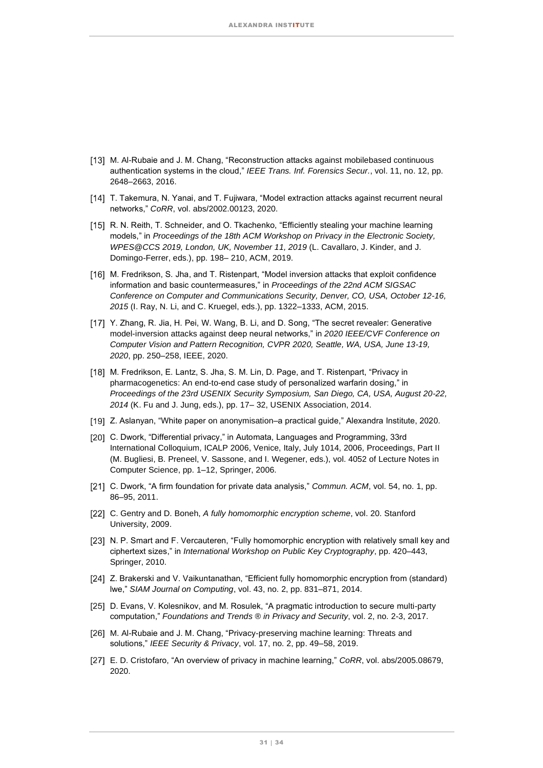[13] M. Al-Rubaie and J. M. Chang, "Reconstruction attacks against mobilebased continuous authentication systems in the cloud," *IEEE Trans. Inf. Forensics Secur.*, vol. 11, no. 12, pp. 2648–2663, 2016.

[14] T. Takemura, N. Yanai, and T. Fujiwara, "Model extraction attacks against recurrent neural networks," *CoRR*, vol. abs/2002.00123, 2020.

[15] R. N. Reith, T. Schneider, and O. Tkachenko, "Efficiently stealing your machine learning models," in *Proceedings of the 18th ACM Workshop on Privacy in the Electronic Society, WPES@CCS 2019, London, UK, November 11, 2019* (L. Cavallaro, J. Kinder, and J. Domingo-Ferrer, eds.), pp. 198– 210, ACM, 2019.

[16] M. Fredrikson, S. Jha, and T. Ristenpart, "Model inversion attacks that exploit confidence information and basic countermeasures," in *Proceedings of the 22nd ACM SIGSAC Conference on Computer and Communications Security, Denver, CO, USA, October 12-16, 2015* (I. Ray, N. Li, and C. Kruegel, eds.), pp. 1322–1333, ACM, 2015.

[17] Y. Zhang, R. Jia, H. Pei, W. Wang, B. Li, and D. Song, "The secret revealer: Generative model-inversion attacks against deep neural networks," in *2020 IEEE/CVF Conference on Computer Vision and Pattern Recognition, CVPR 2020, Seattle, WA, USA, June 13-19, 2020*, pp. 250–258, IEEE, 2020.

[18] M. Fredrikson, E. Lantz, S. Jha, S. M. Lin, D. Page, and T. Ristenpart, "Privacy in pharmacogenetics: An end-to-end case study of personalized warfarin dosing," in *Proceedings of the 23rd USENIX Security Symposium, San Diego, CA, USA, August 20-22, 2014* (K. Fu and J. Jung, eds.), pp. 17– 32, USENIX Association, 2014.

[19] Z. Aslanyan, "White paper on anonymisation–a practical guide," Alexandra Institute, 2020.

[20] C. Dwork, "Differential privacy," in Automata, Languages and Programming, 33rd International Colloquium, ICALP 2006, Venice, Italy, July 1014, 2006, Proceedings, Part II (M. Bugliesi, B. Preneel, V. Sassone, and I. Wegener, eds.), vol. 4052 of Lecture Notes in Computer Science, pp. 1–12, Springer, 2006.

[21] C. Dwork, "A firm foundation for private data analysis," *Commun. ACM*, vol. 54, no. 1, pp. 86–95, 2011.

[22] C. Gentry and D. Boneh, *A fully homomorphic encryption scheme*, vol. 20. Stanford University, 2009.

[23] N. P. Smart and F. Vercauteren, "Fully homomorphic encryption with relatively small key and ciphertext sizes," in *International Workshop on Public Key Cryptography*, pp. 420–443, Springer, 2010.

[24] Z. Brakerski and V. Vaikuntanathan, "Efficient fully homomorphic encryption from (standard) lwe," *SIAM Journal on Computing*, vol. 43, no. 2, pp. 831–871, 2014.

[25] D. Evans, V. Kolesnikov, and M. Rosulek, "A pragmatic introduction to secure multi-party computation," *Foundations and Trends ® in Privacy and Security*, vol. 2, no. 2-3, 2017.

[26] M. Al-Rubaie and J. M. Chang, "Privacy-preserving machine learning: Threats and solutions," *IEEE Security & Privacy*, vol. 17, no. 2, pp. 49–58, 2019.

[27] E. D. Cristofaro, "An overview of privacy in machine learning," *CoRR*, vol. abs/2005.08679, 2020.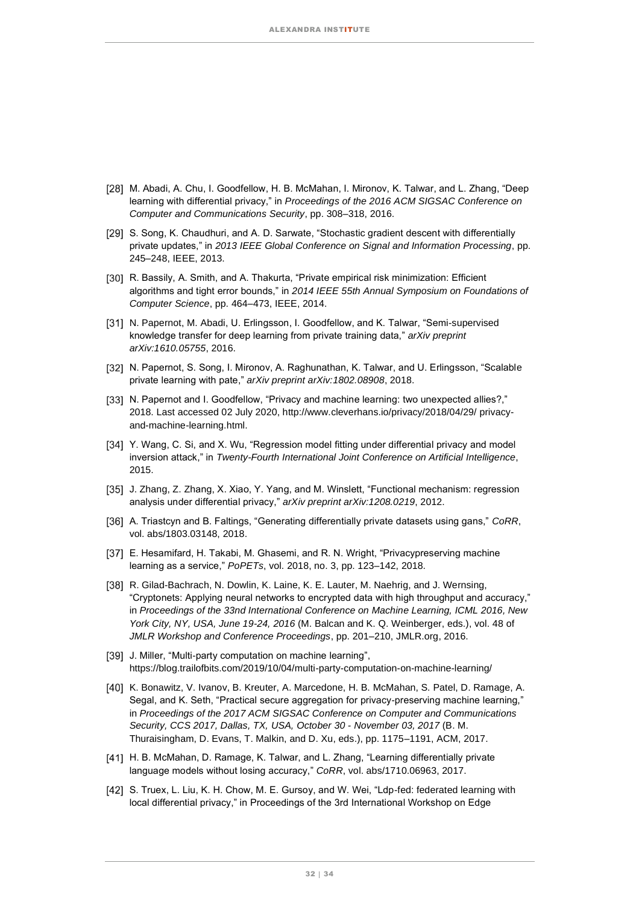[28] M. Abadi, A. Chu, I. Goodfellow, H. B. McMahan, I. Mironov, K. Talwar, and L. Zhang, "Deep learning with differential privacy," in *Proceedings of the 2016 ACM SIGSAC Conference on Computer and Communications Security*, pp. 308–318, 2016.

[29] S. Song, K. Chaudhuri, and A. D. Sarwate, "Stochastic gradient descent with differentially private updates," in *2013 IEEE Global Conference on Signal and Information Processing*, pp. 245–248, IEEE, 2013.

[30] R. Bassily, A. Smith, and A. Thakurta, "Private empirical risk minimization: Efficient algorithms and tight error bounds," in *2014 IEEE 55th Annual Symposium on Foundations of Computer Science*, pp. 464–473, IEEE, 2014.

[31] N. Papernot, M. Abadi, U. Erlingsson, I. Goodfellow, and K. Talwar, "Semi-supervised knowledge transfer for deep learning from private training data," *arXiv preprint arXiv:1610.05755*, 2016.

[32] N. Papernot, S. Song, I. Mironov, A. Raghunathan, K. Talwar, and U. Erlingsson, "Scalable private learning with pate," *arXiv preprint arXiv:1802.08908*, 2018.

[33] N. Papernot and I. Goodfellow, "Privacy and machine learning: two unexpected allies?," 2018. Last accessed 02 July 2020, http://www.cleverhans.io/privacy/2018/04/29/ privacy-and-machine-learning.html.

[34] Y. Wang, C. Si, and X. Wu, "Regression model fitting under differential privacy and model inversion attack," in *Twenty-Fourth International Joint Conference on Artificial Intelligence*, 2015.

[35] J. Zhang, Z. Zhang, X. Xiao, Y. Yang, and M. Winslett, "Functional mechanism: regression analysis under differential privacy," *arXiv preprint arXiv:1208.0219*, 2012.

[36] A. Triastcyn and B. Faltings, "Generating differentially private datasets using gans," *CoRR*, vol. abs/1803.03148, 2018.

[37] E. Hesamifard, H. Takabi, M. Ghasemi, and R. N. Wright, "Privacypreserving machine learning as a service," *PoPETs*, vol. 2018, no. 3, pp. 123–142, 2018.

[38] R. Gilad-Bachrach, N. Dowlin, K. Laine, K. E. Lauter, M. Naehrig, and J. Wernsing, "Cryptonets: Applying neural networks to encrypted data with high throughput and accuracy," in *Proceedings of the 33nd International Conference on Machine Learning, ICML 2016, New York City, NY, USA, June 19-24, 2016* (M. Balcan and K. Q. Weinberger, eds.), vol. 48 of *JMLR Workshop and Conference Proceedings*, pp. 201–210, JMLR.org, 2016.

[39] J. Miller, "Multi-party computation on machine learning", https://blog.trailofbits.com/2019/10/04/multi-party-computation-on-machine-learning/

[40] K. Bonawitz, V. Ivanov, B. Kreuter, A. Marcedone, H. B. McMahan, S. Patel, D. Ramage, A. Segal, and K. Seth, "Practical secure aggregation for privacy-preserving machine learning," in *Proceedings of the 2017 ACM SIGSAC Conference on Computer and Communications Security, CCS 2017, Dallas, TX, USA, October 30 - November 03, 2017* (B. M. Thuraisingham, D. Evans, T. Malkin, and D. Xu, eds.), pp. 1175–1191, ACM, 2017.

[41] H. B. McMahan, D. Ramage, K. Talwar, and L. Zhang, "Learning differentially private language models without losing accuracy," *CoRR*, vol. abs/1710.06963, 2017.

[42] S. Truex, L. Liu, K. H. Chow, M. E. Gursoy, and W. Wei, "Ldp-fed: federated learning with local differential privacy," in Proceedings of the 3rd International Workshop on Edge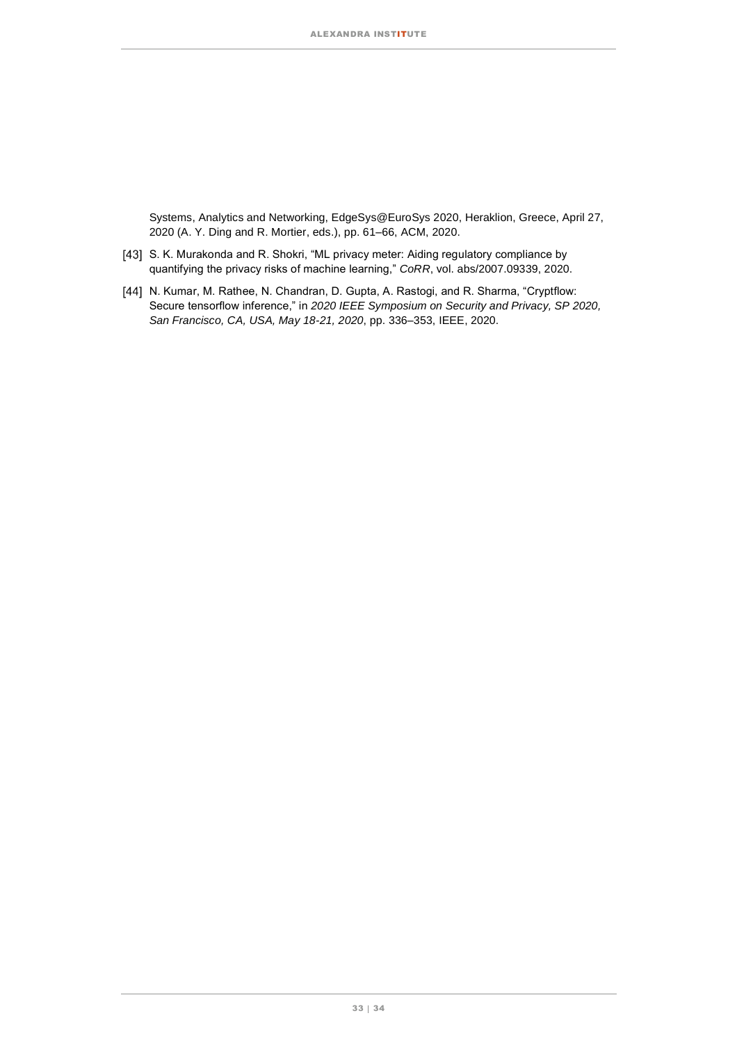Systems, Analytics and Networking, EdgeSys@EuroSys 2020, Heraklion, Greece, April 27, 2020 (A. Y. Ding and R. Mortier, eds.), pp. 61–66, ACM, 2020.

[43] S. K. Murakonda and R. Shokri, “ML privacy meter: Aiding regulatory compliance by quantifying the privacy risks of machine learning,” *CoRR*, vol. abs/2007.09339, 2020.

[44] N. Kumar, M. Rathee, N. Chandran, D. Gupta, A. Rastogi, and R. Sharma, “Cryptflow: Secure tensorflow inference,” in *2020 IEEE Symposium on Security and Privacy, SP 2020, San Francisco, CA, USA, May 18-21, 2020*, pp. 336–353, IEEE, 2020.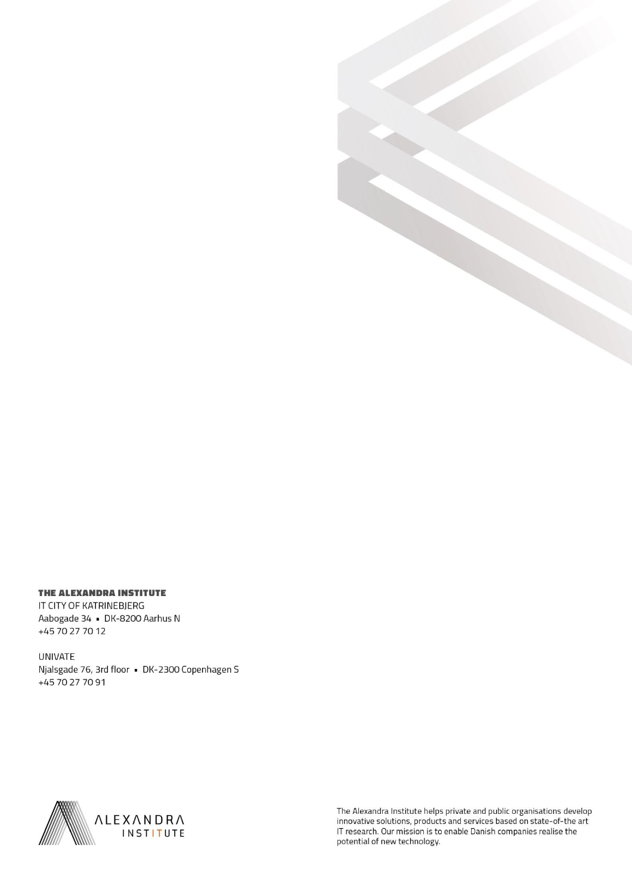**THE ALEXANDRA INSTITUTE**
IT CITY OF KATRINEBJERG
Aabogade 34 • DK-8200 Aarhus N
+45 70 27 70 12

UNIVATE
Njalsgade 76, 3rd floor • DK-2300 Copenhagen S
+45 70 27 70 91

ALEXANDRA INSTITUTE

The Alexandra Institute helps private and public organisations develop innovative solutions, products and services based on state-of-the art IT research. Our mission is to enable Danish companies realise the potential of new technology.